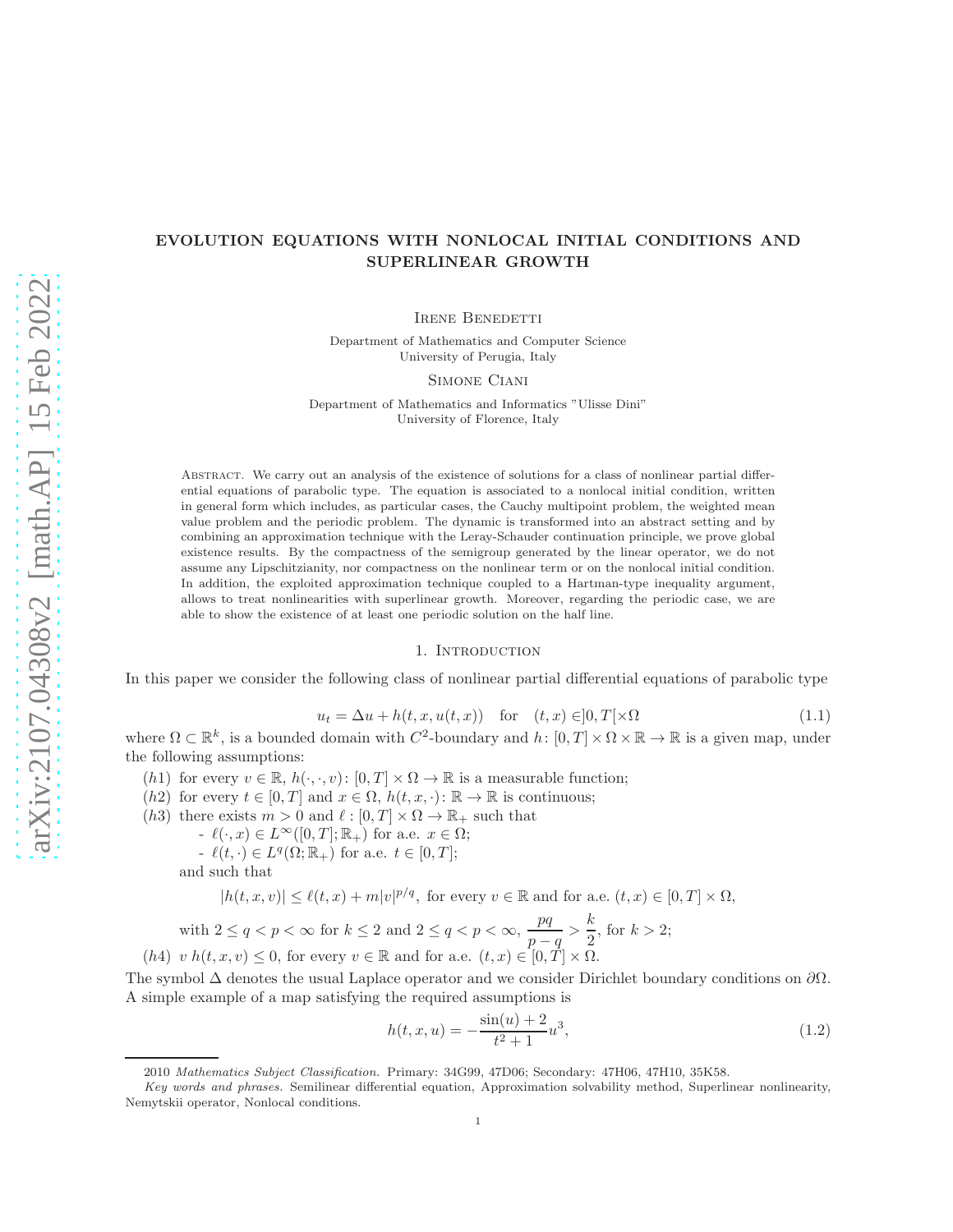# EVOLUTION EQUATIONS WITH NONLOCAL INITIAL CONDITIONS AND SUPERLINEAR GROWTH

Irene Benedetti

Department of Mathematics and Computer Science
University of Perugia, Italy

Simone Ciani

Department of Mathematics and Informatics "Ulisse Dini"
University of Florence, Italy

Abstract. We carry out an analysis of the existence of solutions for a class of nonlinear partial differential equations of parabolic type. The equation is associated to a nonlocal initial condition, written in general form which includes, as particular cases, the Cauchy multipoint problem, the weighted mean value problem and the periodic problem. The dynamic is transformed into an abstract setting and by combining an approximation technique with the Leray-Schauder continuation principle, we prove global existence results. By the compactness of the semigroup generated by the linear operator, we do not assume any Lipschitzianity, nor compactness on the nonlinear term or on the nonlocal initial condition. In addition, the exploited approximation technique coupled to a Hartman-type inequality argument, allows to treat nonlinearities with superlinear growth. Moreover, regarding the periodic case, we are able to show the existence of at least one periodic solution on the half line.

## 1. Introduction

In this paper we consider the following class of nonlinear partial differential equations of parabolic type

$$u_t = \Delta u + h(t, x, u(t, x)) \quad \text{for} \quad (t, x) \in ]0, T[\times\Omega \tag{1.1}$$

where $\Omega \subset \mathbb{R}^k$, is a bounded domain with $C^2$-boundary and $h\colon [0, T] \times \Omega \times \mathbb{R} \to \mathbb{R}$ is a given map, under the following assumptions:

$(h1)$ for every $v \in \mathbb{R}$, $h(\cdot, \cdot, v)\colon [0, T] \times \Omega \to \mathbb{R}$ is a measurable function;

$(h2)$ for every $t \in [0, T]$ and $x \in \Omega$, $h(t, x, \cdot)\colon \mathbb{R} \to \mathbb{R}$ is continuous;

$(h3)$ there exists $m > 0$ and $\ell : [0, T] \times \Omega \to \mathbb{R}_+$ such that
- $\ell(\cdot, x) \in L^\infty([0, T]; \mathbb{R}_+)$ for a.e. $x \in \Omega$;
- $\ell(t, \cdot) \in L^q(\Omega; \mathbb{R}_+)$ for a.e. $t \in [0, T]$;

and such that

$$|h(t, x, v)| \le \ell(t, x) + m|v|^{p/q}, \text{ for every } v \in \mathbb{R} \text{ and for a.e. } (t, x) \in [0, T] \times \Omega,$$

with $2 \le q < p < \infty$ for $k \le 2$ and $2 \le q < p < \infty$, $\dfrac{pq}{p-q} > \dfrac{k}{2}$, for $k > 2$;

$(h4)$ $v\, h(t, x, v) \le 0$, for every $v \in \mathbb{R}$ and for a.e. $(t, x) \in [0, T] \times \Omega$.

The symbol $\Delta$ denotes the usual Laplace operator and we consider Dirichlet boundary conditions on $\partial\Omega$. A simple example of a map satisfying the required assumptions is

$$h(t, x, u) = -\frac{\sin(u) + 2}{t^2 + 1} u^3, \tag{1.2}$$

---

2010 *Mathematics Subject Classification.* Primary: 34G99, 47D06; Secondary: 47H06, 47H10, 35K58.

*Key words and phrases.* Semilinear differential equation, Approximation solvability method, Superlinear nonlinearity, Nemytskii operator, Nonlocal conditions.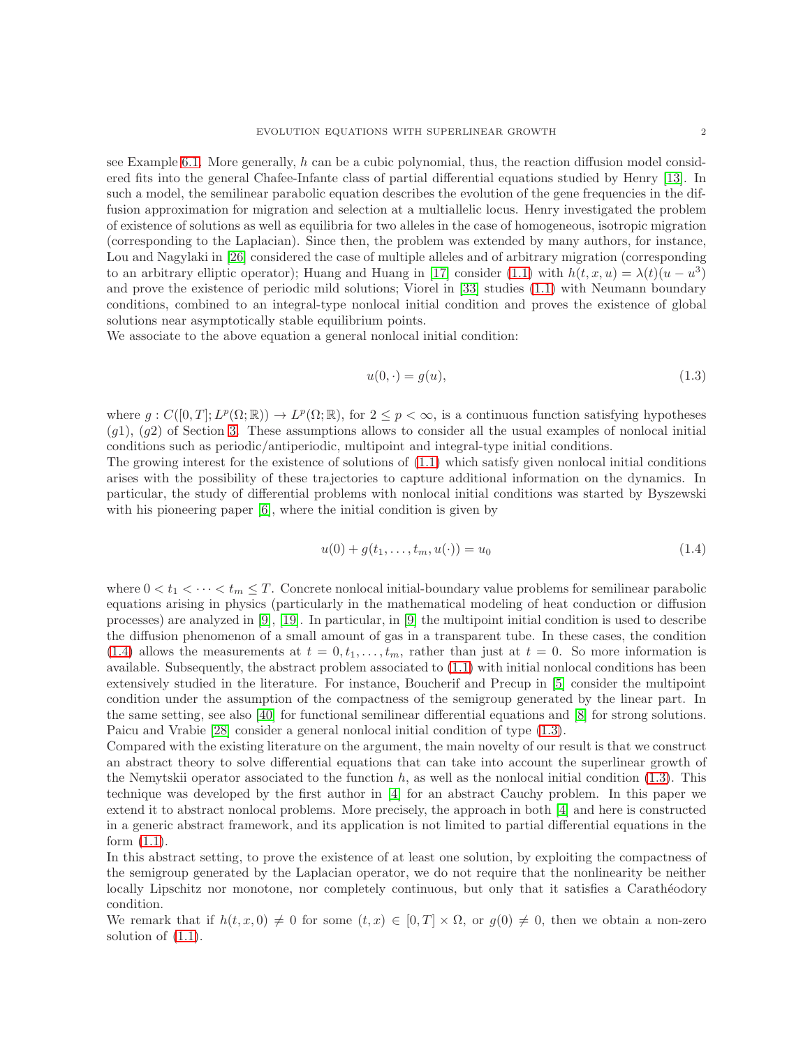see Example 6.1. More generally, $h$ can be a cubic polynomial, thus, the reaction diffusion model considered fits into the general Chafee-Infante class of partial differential equations studied by Henry [13]. In such a model, the semilinear parabolic equation describes the evolution of the gene frequencies in the diffusion approximation for migration and selection at a multiallelic locus. Henry investigated the problem of existence of solutions as well as equilibria for two alleles in the case of homogeneous, isotropic migration (corresponding to the Laplacian). Since then, the problem was extended by many authors, for instance, Lou and Nagylaki in [26] considered the case of multiple alleles and of arbitrary migration (corresponding to an arbitrary elliptic operator); Huang and Huang in [17] consider (1.1) with $h(t, x, u) = \lambda(t)(u - u^3)$ and prove the existence of periodic mild solutions; Viorel in [33] studies (1.1) with Neumann boundary conditions, combined to an integral-type nonlocal initial condition and proves the existence of global solutions near asymptotically stable equilibrium points.
We associate to the above equation a general nonlocal initial condition:

$$u(0, \cdot) = g(u), \tag{1.3}$$

where $g : C([0, T]; L^p(\Omega; \mathbb{R})) \to L^p(\Omega; \mathbb{R})$, for $2 \leq p < \infty$, is a continuous function satisfying hypotheses $(g1)$, $(g2)$ of Section 3. These assumptions allows to consider all the usual examples of nonlocal initial conditions such as periodic/antiperiodic, multipoint and integral-type initial conditions.
The growing interest for the existence of solutions of (1.1) which satisfy given nonlocal initial conditions arises with the possibility of these trajectories to capture additional information on the dynamics. In particular, the study of differential problems with nonlocal initial conditions was started by Byszewski with his pioneering paper [6], where the initial condition is given by

$$u(0) + g(t_1, \dots, t_m, u(\cdot)) = u_0 \tag{1.4}$$

where $0 < t_1 < \cdots < t_m \leq T$. Concrete nonlocal initial-boundary value problems for semilinear parabolic equations arising in physics (particularly in the mathematical modeling of heat conduction or diffusion processes) are analyzed in [9], [19]. In particular, in [9] the multipoint initial condition is used to describe the diffusion phenomenon of a small amount of gas in a transparent tube. In these cases, the condition (1.4) allows the measurements at $t = 0, t_1, \dots, t_m$, rather than just at $t = 0$. So more information is available. Subsequently, the abstract problem associated to (1.1) with initial nonlocal conditions has been extensively studied in the literature. For instance, Boucherif and Precup in [5] consider the multipoint condition under the assumption of the compactness of the semigroup generated by the linear part. In the same setting, see also [40] for functional semilinear differential equations and [8] for strong solutions. Paicu and Vrabie [28] consider a general nonlocal initial condition of type (1.3).
Compared with the existing literature on the argument, the main novelty of our result is that we construct an abstract theory to solve differential equations that can take into account the superlinear growth of the Nemytskii operator associated to the function $h$, as well as the nonlocal initial condition (1.3). This technique was developed by the first author in [4] for an abstract Cauchy problem. In this paper we extend it to abstract nonlocal problems. More precisely, the approach in both [4] and here is constructed in a generic abstract framework, and its application is not limited to partial differential equations in the form (1.1).
In this abstract setting, to prove the existence of at least one solution, by exploiting the compactness of the semigroup generated by the Laplacian operator, we do not require that the nonlinearity be neither locally Lipschitz nor monotone, nor completely continuous, but only that it satisfies a Carathéodory condition.
We remark that if $h(t, x, 0) \neq 0$ for some $(t, x) \in [0, T] \times \Omega$, or $g(0) \neq 0$, then we obtain a non-zero solution of (1.1).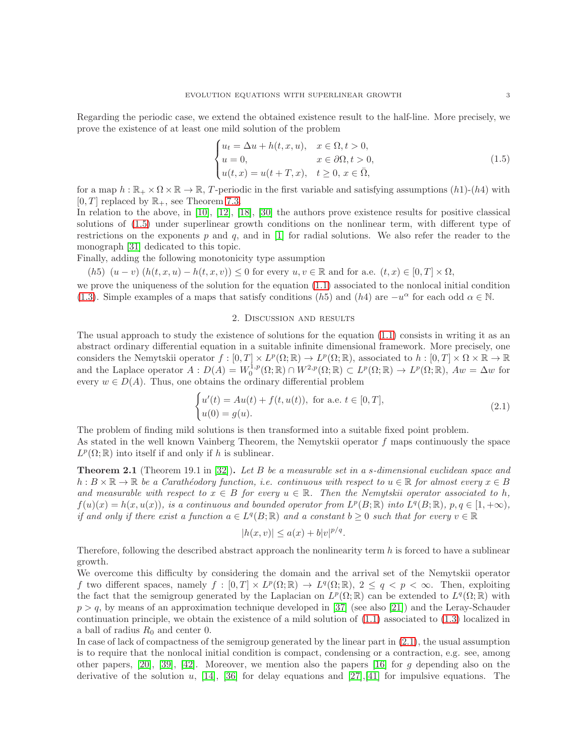Regarding the periodic case, we extend the obtained existence result to the half-line. More precisely, we prove the existence of at least one mild solution of the problem

$$
\begin{cases} u_t = \Delta u + h(t,x,u), & x \in \Omega, t > 0, \\ u = 0, & x \in \partial\Omega, t > 0, \\ u(t,x) = u(t+T,x), & t \geq 0,\, x \in \bar{\Omega}, \end{cases} \tag{1.5}
$$

for a map $h : \mathbb{R}_+ \times \Omega \times \mathbb{R} \to \mathbb{R}$, $T$-periodic in the first variable and satisfying assumptions $(h1)$-$(h4)$ with $[0,T]$ replaced by $\mathbb{R}_+$, see Theorem 7.3.

In relation to the above, in [10], [12], [18], [30] the authors prove existence results for positive classical solutions of (1.5) under superlinear growth conditions on the nonlinear term, with different type of restrictions on the exponents $p$ and $q$, and in [1] for radial solutions. We also refer the reader to the monograph [31] dedicated to this topic.

Finally, adding the following monotonicity type assumption

$(h5)$ $(u-v)\,(h(t,x,u) - h(t,x,v)) \leq 0$ for every $u, v \in \mathbb{R}$ and for a.e. $(t,x) \in [0,T] \times \Omega$,

we prove the uniqueness of the solution for the equation (1.1) associated to the nonlocal initial condition (1.3). Simple examples of a maps that satisfy conditions $(h5)$ and $(h4)$ are $-u^\alpha$ for each odd $\alpha \in \mathbb{N}$.

## 2. Discussion and results

The usual approach to study the existence of solutions for the equation (1.1) consists in writing it as an abstract ordinary differential equation in a suitable infinite dimensional framework. More precisely, one considers the Nemytskii operator $f : [0,T] \times L^p(\Omega;\mathbb{R}) \to L^p(\Omega;\mathbb{R})$, associated to $h : [0,T] \times \Omega \times \mathbb{R} \to \mathbb{R}$ and the Laplace operator $A : D(A) = W_0^{1,p}(\Omega;\mathbb{R}) \cap W^{2,p}(\Omega;\mathbb{R}) \subset L^p(\Omega;\mathbb{R}) \to L^p(\Omega;\mathbb{R})$, $Aw = \Delta w$ for every $w \in D(A)$. Thus, one obtains the ordinary differential problem

$$
\begin{cases} u'(t) = Au(t) + f(t, u(t)), \text{ for a.e. } t \in [0,T], \\ u(0) = g(u). \end{cases} \tag{2.1}
$$

The problem of finding mild solutions is then transformed into a suitable fixed point problem.

As stated in the well known Vainberg Theorem, the Nemytskii operator $f$ maps continuously the space $L^p(\Omega;\mathbb{R})$ into itself if and only if $h$ is sublinear.

**Theorem 2.1** (Theorem 19.1 in [32])**.** *Let $B$ be a measurable set in a $s$-dimensional euclidean space and $h : B \times \mathbb{R} \to \mathbb{R}$ be a Carathéodory function, i.e. continuous with respect to $u \in \mathbb{R}$ for almost every $x \in B$ and measurable with respect to $x \in B$ for every $u \in \mathbb{R}$. Then the Nemytskii operator associated to $h$, $f(u)(x) = h(x, u(x))$, is a continuous and bounded operator from $L^p(B;\mathbb{R})$ into $L^q(B;\mathbb{R})$, $p, q \in [1, +\infty)$, if and only if there exist a function $a \in L^q(B;\mathbb{R})$ and a constant $b \geq 0$ such that for every $v \in \mathbb{R}$*

$$
|h(x,v)| \leq a(x) + b|v|^{p/q}.
$$

Therefore, following the described abstract approach the nonlinearity term $h$ is forced to have a sublinear growth.

We overcome this difficulty by considering the domain and the arrival set of the Nemytskii operator $f$ two different spaces, namely $f : [0,T] \times L^p(\Omega;\mathbb{R}) \to L^q(\Omega;\mathbb{R})$, $2 \leq q < p < \infty$. Then, exploiting the fact that the semigroup generated by the Laplacian on $L^p(\Omega;\mathbb{R})$ can be extended to $L^q(\Omega;\mathbb{R})$ with $p > q$, by means of an approximation technique developed in [37] (see also [21]) and the Leray-Schauder continuation principle, we obtain the existence of a mild solution of (1.1) associated to (1.3) localized in a ball of radius $R_0$ and center 0.

In case of lack of compactness of the semigroup generated by the linear part in (2.1), the usual assumption is to require that the nonlocal initial condition is compact, condensing or a contraction, e.g. see, among other papers, [20], [39], [42]. Moreover, we mention also the papers [16] for $g$ depending also on the derivative of the solution $u$, [14], [36] for delay equations and [27],[41] for impulsive equations. The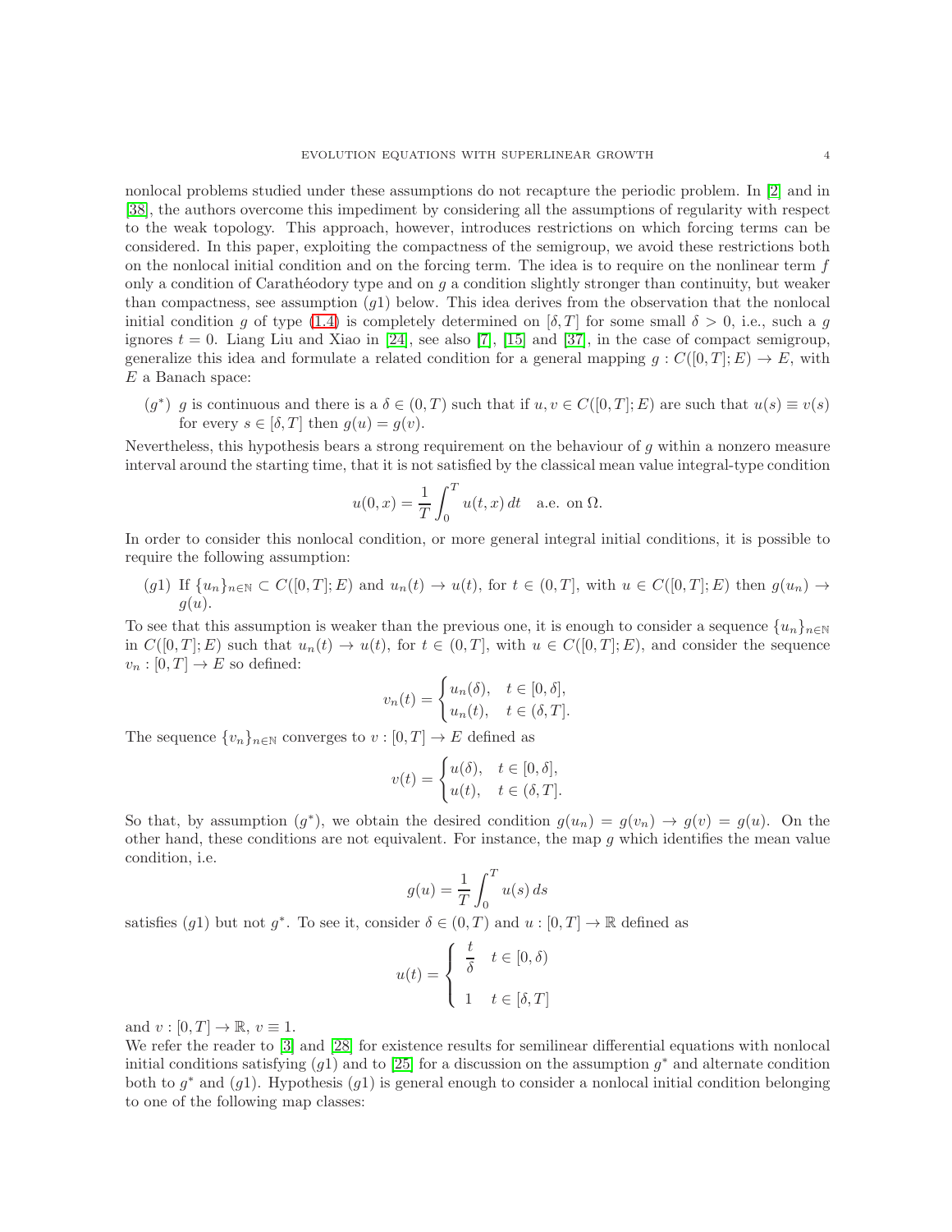nonlocal problems studied under these assumptions do not recapture the periodic problem. In [2] and in [38], the authors overcome this impediment by considering all the assumptions of regularity with respect to the weak topology. This approach, however, introduces restrictions on which forcing terms can be considered. In this paper, exploiting the compactness of the semigroup, we avoid these restrictions both on the nonlocal initial condition and on the forcing term. The idea is to require on the nonlinear term $f$ only a condition of Carathéodory type and on $g$ a condition slightly stronger than continuity, but weaker than compactness, see assumption $(g1)$ below. This idea derives from the observation that the nonlocal initial condition $g$ of type (1.4) is completely determined on $[\delta, T]$ for some small $\delta > 0$, i.e., such a $g$ ignores $t = 0$. Liang Liu and Xiao in [24], see also [7], [15] and [37], in the case of compact semigroup, generalize this idea and formulate a related condition for a general mapping $g : C([0,T]; E) \to E$, with $E$ a Banach space:

$(g^*)$ $g$ is continuous and there is a $\delta \in (0,T)$ such that if $u, v \in C([0,T]; E)$ are such that $u(s) \equiv v(s)$ for every $s \in [\delta, T]$ then $g(u) = g(v)$.

Nevertheless, this hypothesis bears a strong requirement on the behaviour of $g$ within a nonzero measure interval around the starting time, that it is not satisfied by the classical mean value integral-type condition

$$u(0,x) = \frac{1}{T}\int_0^T u(t,x)\,dt \quad \text{a.e. on } \Omega.$$

In order to consider this nonlocal condition, or more general integral initial conditions, it is possible to require the following assumption:

$(g1)$ If $\{u_n\}_{n\in\mathbb{N}} \subset C([0,T]; E)$ and $u_n(t) \to u(t)$, for $t \in (0,T]$, with $u \in C([0,T]; E)$ then $g(u_n) \to g(u)$.

To see that this assumption is weaker than the previous one, it is enough to consider a sequence $\{u_n\}_{n\in\mathbb{N}}$ in $C([0,T]; E)$ such that $u_n(t) \to u(t)$, for $t \in (0,T]$, with $u \in C([0,T]; E)$, and consider the sequence $v_n : [0,T] \to E$ so defined:

$$v_n(t) = \begin{cases} u_n(\delta), & t \in [0,\delta], \\ u_n(t), & t \in (\delta, T]. \end{cases}$$

The sequence $\{v_n\}_{n\in\mathbb{N}}$ converges to $v : [0,T] \to E$ defined as

$$v(t) = \begin{cases} u(\delta), & t \in [0,\delta], \\ u(t), & t \in (\delta, T]. \end{cases}$$

So that, by assumption $(g^*)$, we obtain the desired condition $g(u_n) = g(v_n) \to g(v) = g(u)$. On the other hand, these conditions are not equivalent. For instance, the map $g$ which identifies the mean value condition, i.e.

$$g(u) = \frac{1}{T}\int_0^T u(s)\,ds$$

satisfies $(g1)$ but not $g^*$. To see it, consider $\delta \in (0,T)$ and $u : [0,T] \to \mathbb{R}$ defined as

$$u(t) = \begin{cases} \dfrac{t}{\delta} & t \in [0,\delta) \\ 1 & t \in [\delta, T] \end{cases}$$

and $v : [0,T] \to \mathbb{R}$, $v \equiv 1$.

We refer the reader to [3] and [28] for existence results for semilinear differential equations with nonlocal initial conditions satisfying $(g1)$ and to [25] for a discussion on the assumption $g^*$ and alternate condition both to $g^*$ and $(g1)$. Hypothesis $(g1)$ is general enough to consider a nonlocal initial condition belonging to one of the following map classes: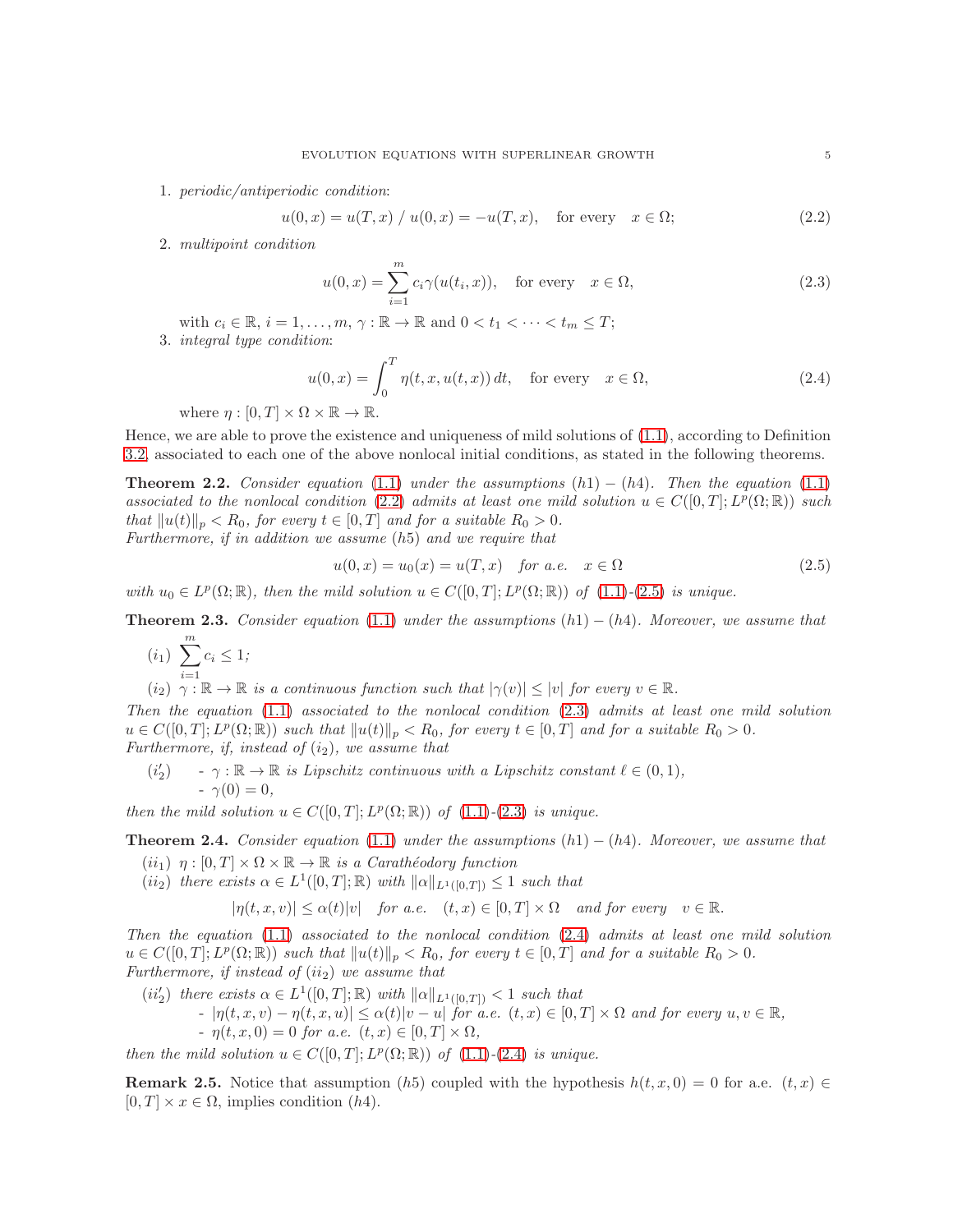1. *periodic/antiperiodic condition*:

$$u(0,x) = u(T,x) \;/\; u(0,x) = -u(T,x), \quad \text{for every} \quad x \in \Omega; \tag{2.2}$$

2. *multipoint condition*

$$u(0,x) = \sum_{i=1}^{m} c_i \gamma(u(t_i,x)), \quad \text{for every} \quad x \in \Omega, \tag{2.3}$$

with $c_i \in \mathbb{R}$, $i = 1, \dots, m$, $\gamma : \mathbb{R} \to \mathbb{R}$ and $0 < t_1 < \cdots < t_m \le T$;

3. *integral type condition*:

$$u(0,x) = \int_0^T \eta(t,x,u(t,x))\, dt, \quad \text{for every} \quad x \in \Omega, \tag{2.4}$$

where $\eta : [0,T] \times \Omega \times \mathbb{R} \to \mathbb{R}$.

Hence, we are able to prove the existence and uniqueness of mild solutions of (1.1), according to Definition 3.2, associated to each one of the above nonlocal initial conditions, as stated in the following theorems.

**Theorem 2.2.** *Consider equation (1.1) under the assumptions $(h1) - (h4)$. Then the equation (1.1) associated to the nonlocal condition (2.2) admits at least one mild solution $u \in C([0,T]; L^p(\Omega;\mathbb{R}))$ such that $\|u(t)\|_p < R_0$, for every $t \in [0,T]$ and for a suitable $R_0 > 0$.*
*Furthermore, if in addition we assume $(h5)$ and we require that*

$$u(0,x) = u_0(x) = u(T,x) \quad \text{for a.e.} \quad x \in \Omega \tag{2.5}$$

*with $u_0 \in L^p(\Omega;\mathbb{R})$, then the mild solution $u \in C([0,T]; L^p(\Omega;\mathbb{R}))$ of (1.1)-(2.5) is unique.*

**Theorem 2.3.** *Consider equation (1.1) under the assumptions $(h1) - (h4)$. Moreover, we assume that*

$(i_1)$ $\displaystyle\sum_{i=1}^{m} c_i \le 1$;

$(i_2)$ *$\gamma : \mathbb{R} \to \mathbb{R}$ is a continuous function such that $|\gamma(v)| \le |v|$ for every $v \in \mathbb{R}$.*

*Then the equation (1.1) associated to the nonlocal condition (2.3) admits at least one mild solution $u \in C([0,T]; L^p(\Omega;\mathbb{R}))$ such that $\|u(t)\|_p < R_0$, for every $t \in [0,T]$ and for a suitable $R_0 > 0$.*
*Furthermore, if, instead of $(i_2)$, we assume that*

$(i_2')$ - *$\gamma : \mathbb{R} \to \mathbb{R}$ is Lipschitz continuous with a Lipschitz constant $\ell \in (0,1)$,*
- *$\gamma(0) = 0$,*

*then the mild solution $u \in C([0,T]; L^p(\Omega;\mathbb{R}))$ of (1.1)-(2.3) is unique.*

**Theorem 2.4.** *Consider equation (1.1) under the assumptions $(h1) - (h4)$. Moreover, we assume that*

$(ii_1)$ *$\eta : [0,T] \times \Omega \times \mathbb{R} \to \mathbb{R}$ is a Carathéodory function*

$(ii_2)$ *there exists $\alpha \in L^1([0,T];\mathbb{R})$ with $\|\alpha\|_{L^1([0,T])} \le 1$ such that*

$$|\eta(t,x,v)| \le \alpha(t)|v| \quad \text{for a.e.} \quad (t,x) \in [0,T] \times \Omega \quad \text{and for every} \quad v \in \mathbb{R}.$$

*Then the equation (1.1) associated to the nonlocal condition (2.4) admits at least one mild solution $u \in C([0,T]; L^p(\Omega;\mathbb{R}))$ such that $\|u(t)\|_p < R_0$, for every $t \in [0,T]$ and for a suitable $R_0 > 0$.*
*Furthermore, if instead of $(ii_2)$ we assume that*

$(ii_2')$ *there exists $\alpha \in L^1([0,T];\mathbb{R})$ with $\|\alpha\|_{L^1([0,T])} < 1$ such that*
- *$|\eta(t,x,v) - \eta(t,x,u)| \le \alpha(t)|v - u|$ for a.e. $(t,x) \in [0,T] \times \Omega$ and for every $u, v \in \mathbb{R}$,*
- *$\eta(t,x,0) = 0$ for a.e. $(t,x) \in [0,T] \times \Omega$,*

*then the mild solution $u \in C([0,T]; L^p(\Omega;\mathbb{R}))$ of (1.1)-(2.4) is unique.*

**Remark 2.5.** Notice that assumption $(h5)$ coupled with the hypothesis $h(t,x,0) = 0$ for a.e. $(t,x) \in [0,T] \times x \in \Omega$, implies condition $(h4)$.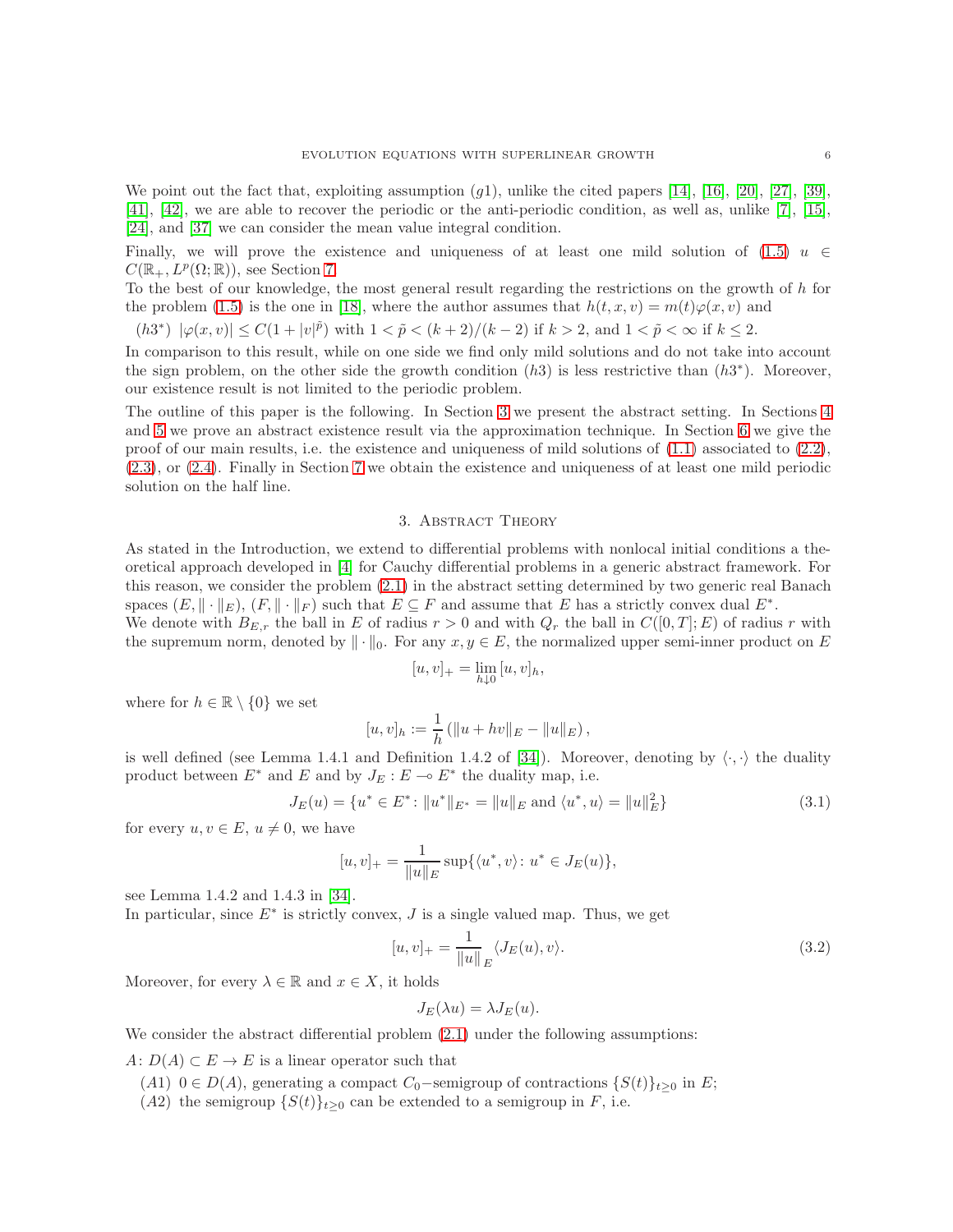We point out the fact that, exploiting assumption $(g1)$, unlike the cited papers [14], [16], [20], [27], [39], [41], [42], we are able to recover the periodic or the anti-periodic condition, as well as, unlike [7], [15], [24], and [37] we can consider the mean value integral condition.

Finally, we will prove the existence and uniqueness of at least one mild solution of (1.5) $u \in C(\mathbb{R}_+, L^p(\Omega;\mathbb{R}))$, see Section 7.

To the best of our knowledge, the most general result regarding the restrictions on the growth of $h$ for the problem (1.5) is the one in [18], where the author assumes that $h(t,x,v) = m(t)\varphi(x,v)$ and

$(h3^*)$ $|\varphi(x,v)| \leq C(1+|v|^{\tilde{p}})$ with $1 < \tilde{p} < (k+2)/(k-2)$ if $k > 2$, and $1 < \tilde{p} < \infty$ if $k \leq 2$.

In comparison to this result, while on one side we find only mild solutions and do not take into account the sign problem, on the other side the growth condition $(h3)$ is less restrictive than $(h3^*)$. Moreover, our existence result is not limited to the periodic problem.

The outline of this paper is the following. In Section 3 we present the abstract setting. In Sections 4 and 5 we prove an abstract existence result via the approximation technique. In Section 6 we give the proof of our main results, i.e. the existence and uniqueness of mild solutions of (1.1) associated to (2.2), (2.3), or (2.4). Finally in Section 7 we obtain the existence and uniqueness of at least one mild periodic solution on the half line.

## 3. Abstract Theory

As stated in the Introduction, we extend to differential problems with nonlocal initial conditions a theoretical approach developed in [4] for Cauchy differential problems in a generic abstract framework. For this reason, we consider the problem (2.1) in the abstract setting determined by two generic real Banach spaces $(E, \|\cdot\|_E)$, $(F, \|\cdot\|_F)$ such that $E \subseteq F$ and assume that $E$ has a strictly convex dual $E^*$.

We denote with $B_{E,r}$ the ball in $E$ of radius $r > 0$ and with $Q_r$ the ball in $C([0,T];E)$ of radius $r$ with the supremum norm, denoted by $\|\cdot\|_0$. For any $x, y \in E$, the normalized upper semi-inner product on $E$

$$[u,v]_+ = \lim_{h \downarrow 0} [u,v]_h,$$

where for $h \in \mathbb{R} \setminus \{0\}$ we set

$$[u,v]_h := \frac{1}{h}\left(\|u + hv\|_E - \|u\|_E\right),$$

is well defined (see Lemma 1.4.1 and Definition 1.4.2 of [34]). Moreover, denoting by $\langle \cdot, \cdot \rangle$ the duality product between $E^*$ and $E$ and by $J_E : E \multimap E^*$ the duality map, i.e.

$$J_E(u) = \{u^* \in E^* \colon \|u^*\|_{E^*} = \|u\|_E \text{ and } \langle u^*, u\rangle = \|u\|_E^2\} \tag{3.1}$$

for every $u, v \in E$, $u \neq 0$, we have

$$[u,v]_+ = \frac{1}{\|u\|_E} \sup\{\langle u^*, v\rangle \colon u^* \in J_E(u)\},$$

see Lemma 1.4.2 and 1.4.3 in [34].

In particular, since $E^*$ is strictly convex, $J$ is a single valued map. Thus, we get

$$[u,v]_+ = \frac{1}{\|u\|_E} \langle J_E(u), v\rangle. \tag{3.2}$$

Moreover, for every $\lambda \in \mathbb{R}$ and $x \in X$, it holds

$$J_E(\lambda u) = \lambda J_E(u).$$

We consider the abstract differential problem (2.1) under the following assumptions:

$A \colon D(A) \subset E \to E$ is a linear operator such that

- $(A1)$ $0 \in D(A)$, generating a compact $C_0-$semigroup of contractions $\{S(t)\}_{t \geq 0}$ in $E$;
- $(A2)$ the semigroup $\{S(t)\}_{t \geq 0}$ can be extended to a semigroup in $F$, i.e.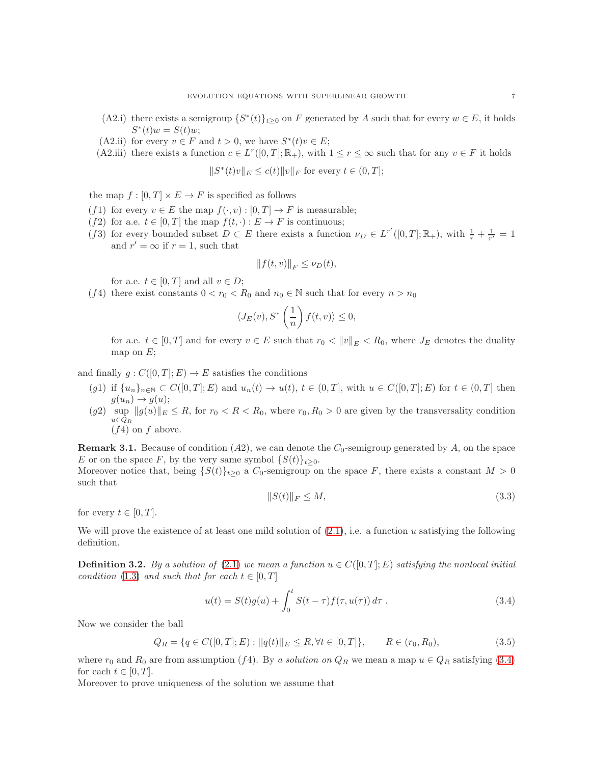(A2.i) there exists a semigroup $\{S^*(t)\}_{t\geq 0}$ on $F$ generated by $A$ such that for every $w \in E$, it holds $S^*(t)w = S(t)w$;

(A2.ii) for every $v \in F$ and $t > 0$, we have $S^*(t)v \in E$;

(A2.iii) there exists a function $c \in L^r([0,T];\mathbb{R}_+)$, with $1 \leq r \leq \infty$ such that for any $v \in F$ it holds

$$\|S^*(t)v\|_E \leq c(t)\|v\|_F \text{ for every } t \in (0,T];$$

the map $f : [0,T] \times E \to F$ is specified as follows

($f1$) for every $v \in E$ the map $f(\cdot, v) : [0,T] \to F$ is measurable;

($f2$) for a.e. $t \in [0,T]$ the map $f(t, \cdot) : E \to F$ is continuous;

($f3$) for every bounded subset $D \subset E$ there exists a function $\nu_D \in L^{r'}([0,T];\mathbb{R}_+)$, with $\frac{1}{r} + \frac{1}{r'} = 1$ and $r' = \infty$ if $r = 1$, such that

$$\|f(t,v)\|_F \leq \nu_D(t),$$

for a.e. $t \in [0,T]$ and all $v \in D$;

($f4$) there exist constants $0 < r_0 < R_0$ and $n_0 \in \mathbb{N}$ such that for every $n > n_0$

$$\langle J_E(v), S^*\left(\frac{1}{n}\right) f(t,v)\rangle \leq 0,$$

for a.e. $t \in [0,T]$ and for every $v \in E$ such that $r_0 < \|v\|_E < R_0$, where $J_E$ denotes the duality map on $E$;

and finally $g : C([0,T];E) \to E$ satisfies the conditions

($g1$) if $\{u_n\}_{n\in\mathbb{N}} \subset C([0,T];E)$ and $u_n(t) \to u(t)$, $t \in (0,T]$, with $u \in C([0,T];E)$ for $t \in (0,T]$ then $g(u_n) \to g(u)$;

($g2$) $\sup\limits_{u \in Q_R} \|g(u)\|_E \leq R$, for $r_0 < R < R_0$, where $r_0, R_0 > 0$ are given by the transversality condition ($f4$) on $f$ above.

**Remark 3.1.** Because of condition $(A2)$, we can denote the $C_0$-semigroup generated by $A$, on the space $E$ or on the space $F$, by the very same symbol $\{S(t)\}_{t\geq 0}$.
Moreover notice that, being $\{S(t)\}_{t\geq 0}$ a $C_0$-semigroup on the space $F$, there exists a constant $M > 0$ such that

$$\|S(t)\|_F \leq M, \tag{3.3}$$

for every $t \in [0,T]$.

We will prove the existence of at least one mild solution of (2.1), i.e. a function $u$ satisfying the following definition.

**Definition 3.2.** *By a solution of* (2.1) *we mean a function $u \in C([0,T];E)$ satisfying the nonlocal initial condition* (1.3) *and such that for each $t \in [0,T]$*

$$u(t) = S(t)g(u) + \int_0^t S(t-\tau)f(\tau, u(\tau))\, d\tau \ . \tag{3.4}$$

Now we consider the ball

$$Q_R = \{q \in C([0,T];E) : ||q(t)||_E \leq R, \forall t \in [0,T]\}, \qquad R \in (r_0, R_0), \tag{3.5}$$

where $r_0$ and $R_0$ are from assumption ($f4$). By *a solution on $Q_R$* we mean a map $u \in Q_R$ satisfying (3.4) for each $t \in [0,T]$.
Moreover to prove uniqueness of the solution we assume that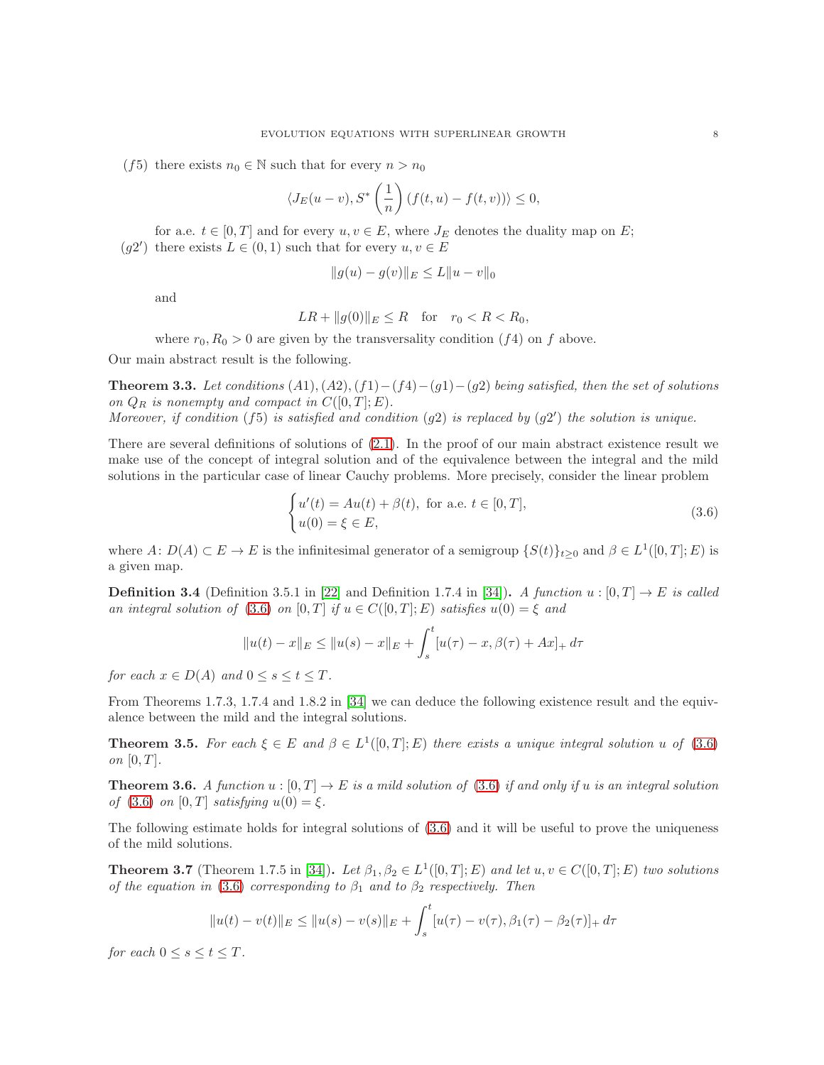$(f5)$ there exists $n_0 \in \mathbb{N}$ such that for every $n > n_0$

$$\langle J_E(u-v), S^*\left(\frac{1}{n}\right)(f(t,u) - f(t,v))\rangle \leq 0,$$

for a.e. $t \in [0,T]$ and for every $u, v \in E$, where $J_E$ denotes the duality map on $E$;

$(g2')$ there exists $L \in (0,1)$ such that for every $u, v \in E$

$$\|g(u) - g(v)\|_E \leq L\|u - v\|_0$$

and

$$LR + \|g(0)\|_E \leq R \quad \text{for} \quad r_0 < R < R_0,$$

where $r_0, R_0 > 0$ are given by the transversality condition $(f4)$ on $f$ above.

Our main abstract result is the following.

**Theorem 3.3.** *Let conditions $(A1), (A2), (f1)-(f4)-(g1)-(g2)$ being satisfied, then the set of solutions on $Q_R$ is nonempty and compact in $C([0,T];E)$.*
*Moreover, if condition $(f5)$ is satisfied and condition $(g2)$ is replaced by $(g2')$ the solution is unique.*

There are several definitions of solutions of (2.1). In the proof of our main abstract existence result we make use of the concept of integral solution and of the equivalence between the integral and the mild solutions in the particular case of linear Cauchy problems. More precisely, consider the linear problem

$$\begin{cases} u'(t) = Au(t) + \beta(t), \text{ for a.e. } t \in [0,T], \\ u(0) = \xi \in E, \end{cases} \tag{3.6}$$

where $A \colon D(A) \subset E \to E$ is the infinitesimal generator of a semigroup $\{S(t)\}_{t \geq 0}$ and $\beta \in L^1([0,T];E)$ is a given map.

**Definition 3.4** (Definition 3.5.1 in [22] and Definition 1.7.4 in [34]). *A function $u : [0,T] \to E$ is called an integral solution of (3.6) on $[0,T]$ if $u \in C([0,T];E)$ satisfies $u(0) = \xi$ and*

$$\|u(t) - x\|_E \leq \|u(s) - x\|_E + \int_s^t [u(\tau) - x, \beta(\tau) + Ax]_+ \, d\tau$$

*for each $x \in D(A)$ and $0 \leq s \leq t \leq T$.*

From Theorems 1.7.3, 1.7.4 and 1.8.2 in [34] we can deduce the following existence result and the equivalence between the mild and the integral solutions.

**Theorem 3.5.** *For each $\xi \in E$ and $\beta \in L^1([0,T];E)$ there exists a unique integral solution $u$ of (3.6) on $[0,T]$.*

**Theorem 3.6.** *A function $u : [0,T] \to E$ is a mild solution of (3.6) if and only if $u$ is an integral solution of (3.6) on $[0,T]$ satisfying $u(0) = \xi$.*

The following estimate holds for integral solutions of (3.6) and it will be useful to prove the uniqueness of the mild solutions.

**Theorem 3.7** (Theorem 1.7.5 in [34]). *Let $\beta_1, \beta_2 \in L^1([0,T];E)$ and let $u, v \in C([0,T];E)$ two solutions of the equation in (3.6) corresponding to $\beta_1$ and to $\beta_2$ respectively. Then*

$$\|u(t) - v(t)\|_E \leq \|u(s) - v(s)\|_E + \int_s^t [u(\tau) - v(\tau), \beta_1(\tau) - \beta_2(\tau)]_+ \, d\tau$$

*for each $0 \leq s \leq t \leq T$.*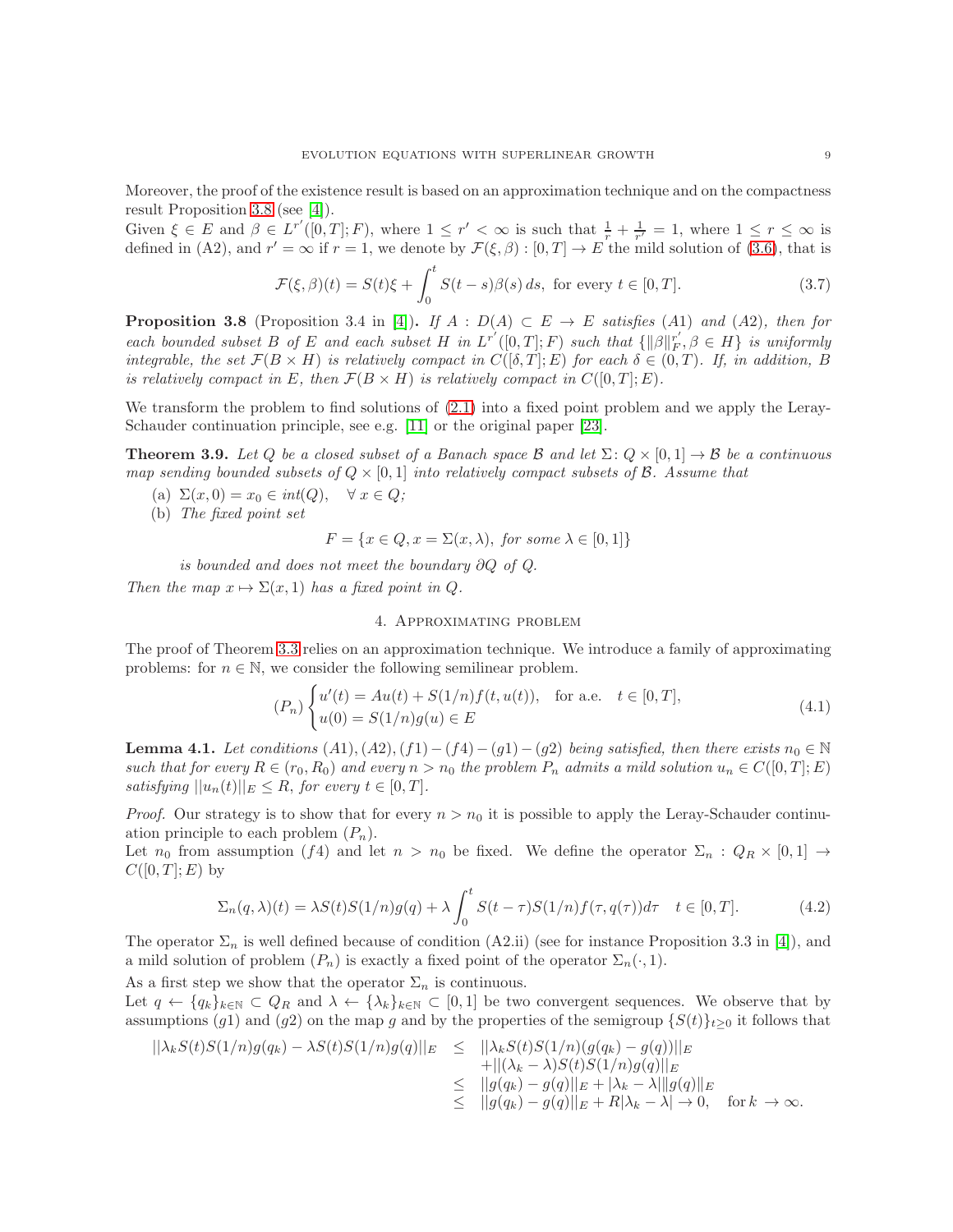Moreover, the proof of the existence result is based on an approximation technique and on the compactness result Proposition 3.8 (see [4]).

Given $\xi \in E$ and $\beta \in L^{r'}([0,T];F)$, where $1 \leq r' < \infty$ is such that $\frac{1}{r} + \frac{1}{r'} = 1$, where $1 \leq r \leq \infty$ is defined in (A2), and $r' = \infty$ if $r = 1$, we denote by $\mathcal{F}(\xi, \beta) : [0,T] \to E$ the mild solution of (3.6), that is

$$\mathcal{F}(\xi, \beta)(t) = S(t)\xi + \int_0^t S(t-s)\beta(s)\, ds, \text{ for every } t \in [0,T]. \tag{3.7}$$

**Proposition 3.8** (Proposition 3.4 in [4])**.** *If $A : D(A) \subset E \to E$ satisfies (A1) and (A2), then for each bounded subset $B$ of $E$ and each subset $H$ in $L^{r'}([0,T];F)$ such that $\{\|\beta\|_F^{r'}, \beta \in H\}$ is uniformly integrable, the set $\mathcal{F}(B \times H)$ is relatively compact in $C([\delta,T];E)$ for each $\delta \in (0,T)$. If, in addition, $B$ is relatively compact in $E$, then $\mathcal{F}(B \times H)$ is relatively compact in $C([0,T];E)$.*

We transform the problem to find solutions of (2.1) into a fixed point problem and we apply the Leray-Schauder continuation principle, see e.g. [11] or the original paper [23].

**Theorem 3.9.** *Let $Q$ be a closed subset of a Banach space $\mathcal{B}$ and let $\Sigma\colon Q \times [0,1] \to \mathcal{B}$ be a continuous map sending bounded subsets of $Q \times [0,1]$ into relatively compact subsets of $\mathcal{B}$. Assume that*

(a) *$\Sigma(x,0) = x_0 \in int(Q), \quad \forall\, x \in Q$;*
(b) *The fixed point set*

$$F = \{x \in Q, x = \Sigma(x,\lambda), \text{ for some } \lambda \in [0,1]\}$$

*is bounded and does not meet the boundary $\partial Q$ of $Q$.*

*Then the map $x \mapsto \Sigma(x,1)$ has a fixed point in $Q$.*

## 4. Approximating problem

The proof of Theorem 3.3 relies on an approximation technique. We introduce a family of approximating problems: for $n \in \mathbb{N}$, we consider the following semilinear problem.

$$(P_n) \begin{cases} u'(t) = Au(t) + S(1/n)f(t,u(t)), & \text{for a.e.} \quad t \in [0,T], \\ u(0) = S(1/n)g(u) \in E \end{cases} \tag{4.1}$$

**Lemma 4.1.** *Let conditions $(A1), (A2), (f1)-(f4)-(g1)-(g2)$ being satisfied, then there exists $n_0 \in \mathbb{N}$ such that for every $R \in (r_0, R_0)$ and every $n > n_0$ the problem $P_n$ admits a mild solution $u_n \in C([0,T];E)$ satisfying $||u_n(t)||_E \leq R$, for every $t \in [0,T]$.*

*Proof.* Our strategy is to show that for every $n > n_0$ it is possible to apply the Leray-Schauder continuation principle to each problem $(P_n)$.

Let $n_0$ from assumption $(f4)$ and let $n > n_0$ be fixed. We define the operator $\Sigma_n : Q_R \times [0,1] \to C([0,T];E)$ by

$$\Sigma_n(q,\lambda)(t) = \lambda S(t)S(1/n)g(q) + \lambda \int_0^t S(t-\tau)S(1/n)f(\tau, q(\tau))d\tau \quad t \in [0,T]. \tag{4.2}$$

The operator $\Sigma_n$ is well defined because of condition (A2.ii) (see for instance Proposition 3.3 in [4]), and a mild solution of problem $(P_n)$ is exactly a fixed point of the operator $\Sigma_n(\cdot, 1)$.

As a first step we show that the operator $\Sigma_n$ is continuous.

Let $q \leftarrow \{q_k\}_{k\in\mathbb{N}} \subset Q_R$ and $\lambda \leftarrow \{\lambda_k\}_{k\in\mathbb{N}} \subset [0,1]$ be two convergent sequences. We observe that by assumptions $(g1)$ and $(g2)$ on the map $g$ and by the properties of the semigroup $\{S(t)\}_{t\geq 0}$ it follows that

$$\begin{aligned} ||\lambda_k S(t)S(1/n)g(q_k) - \lambda S(t)S(1/n)g(q)||_E &\leq ||\lambda_k S(t)S(1/n)(g(q_k) - g(q))||_E \\ &\quad + ||(\lambda_k - \lambda)S(t)S(1/n)g(q)||_E \\ &\leq ||g(q_k) - g(q)||_E + |\lambda_k - \lambda|||g(q)||_E \\ &\leq ||g(q_k) - g(q)||_E + R|\lambda_k - \lambda| \to 0, \quad \text{for } k \to \infty. \end{aligned}$$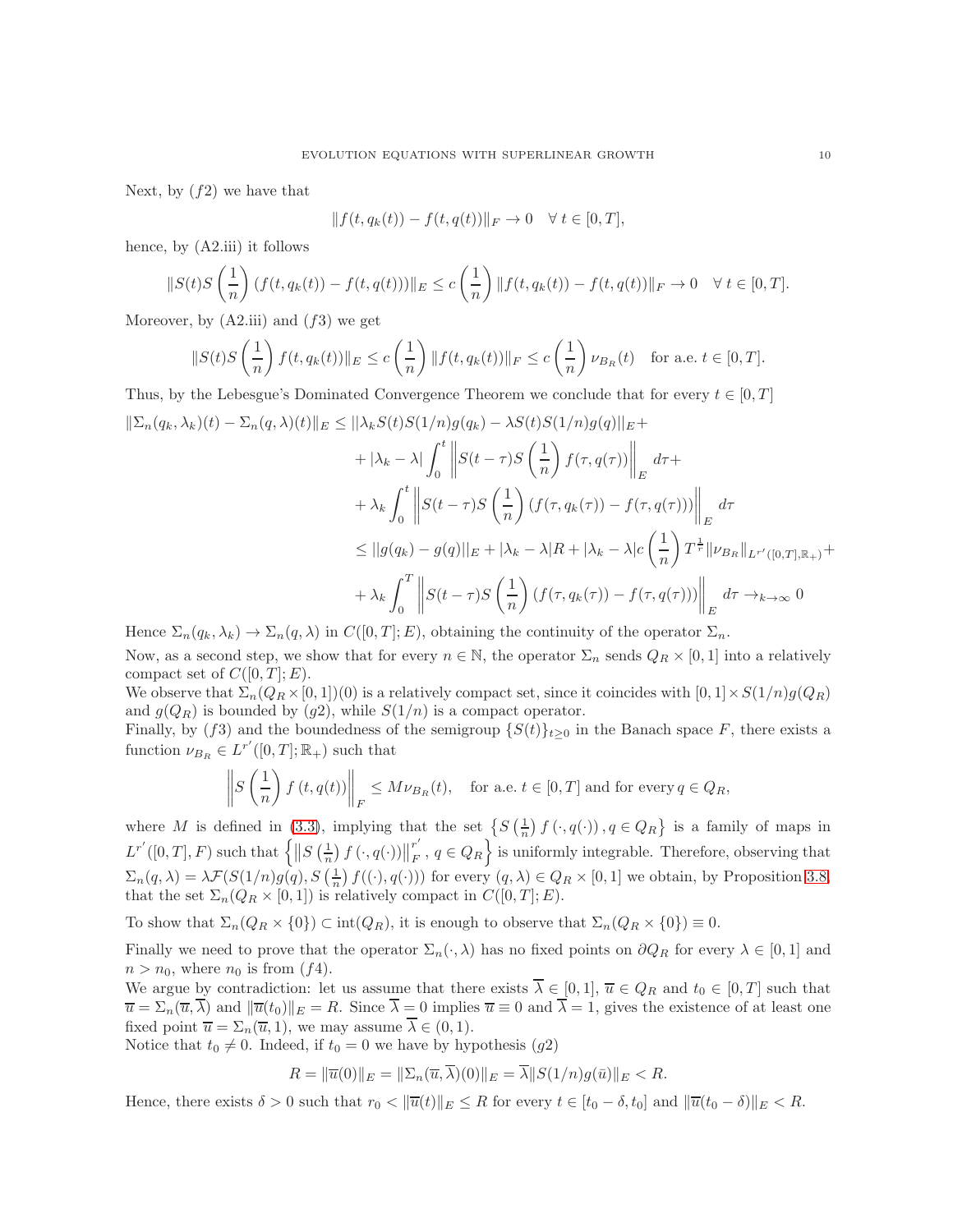Next, by $(f2)$ we have that

$$\|f(t, q_k(t)) - f(t, q(t))\|_F \to 0 \quad \forall\, t \in [0, T],$$

hence, by (A2.iii) it follows

$$\|S(t)S\left(\frac{1}{n}\right)(f(t, q_k(t)) - f(t, q(t)))\|_E \leq c\left(\frac{1}{n}\right)\|f(t, q_k(t)) - f(t, q(t))\|_F \to 0 \quad \forall\, t \in [0, T].$$

Moreover, by (A2.iii) and $(f3)$ we get

$$\|S(t)S\left(\frac{1}{n}\right)f(t, q_k(t))\|_E \leq c\left(\frac{1}{n}\right)\|f(t, q_k(t))\|_F \leq c\left(\frac{1}{n}\right)\nu_{B_R}(t) \quad \text{for a.e. } t \in [0, T].$$

Thus, by the Lebesgue's Dominated Convergence Theorem we conclude that for every $t \in [0, T]$

$$\begin{aligned}
\|\Sigma_n(q_k, \lambda_k)(t) - \Sigma_n(q, \lambda)(t)\|_E &\leq ||\lambda_k S(t)S(1/n)g(q_k) - \lambda S(t)S(1/n)g(q)||_E + \\
&+ |\lambda_k - \lambda| \int_0^t \left\|S(t-\tau)S\left(\frac{1}{n}\right)f(\tau, q(\tau))\right\|_E d\tau + \\
&+ \lambda_k \int_0^t \left\|S(t-\tau)S\left(\frac{1}{n}\right)(f(\tau, q_k(\tau)) - f(\tau, q(\tau)))\right\|_E d\tau \\
&\leq ||g(q_k) - g(q)||_E + |\lambda_k - \lambda| R + |\lambda_k - \lambda| c\left(\frac{1}{n}\right)T^{\frac{1}{r}}\|\nu_{B_R}\|_{L^{r'}([0,T],\mathbb{R}_+)} + \\
&+ \lambda_k \int_0^T \left\|S(t-\tau)S\left(\frac{1}{n}\right)(f(\tau, q_k(\tau)) - f(\tau, q(\tau)))\right\|_E d\tau \to_{k\to\infty} 0
\end{aligned}$$

Hence $\Sigma_n(q_k, \lambda_k) \to \Sigma_n(q, \lambda)$ in $C([0, T]; E)$, obtaining the continuity of the operator $\Sigma_n$.

Now, as a second step, we show that for every $n \in \mathbb{N}$, the operator $\Sigma_n$ sends $Q_R \times [0, 1]$ into a relatively compact set of $C([0, T]; E)$.

We observe that $\Sigma_n(Q_R \times [0, 1])(0)$ is a relatively compact set, since it coincides with $[0, 1] \times S(1/n)g(Q_R)$ and $g(Q_R)$ is bounded by $(g2)$, while $S(1/n)$ is a compact operator.

Finally, by $(f3)$ and the boundedness of the semigroup $\{S(t)\}_{t\geq 0}$ in the Banach space $F$, there exists a function $\nu_{B_R} \in L^{r'}([0, T]; \mathbb{R}_+)$ such that

$$\left\|S\left(\frac{1}{n}\right)f(t, q(t))\right\|_F \leq M\nu_{B_R}(t), \quad \text{for a.e. } t \in [0, T] \text{ and for every } q \in Q_R,$$

where $M$ is defined in (3.3), implying that the set $\left\{S\left(\frac{1}{n}\right)f(\cdot, q(\cdot)), q \in Q_R\right\}$ is a family of maps in $L^{r'}([0, T], F)$ such that $\left\{\left\|S\left(\frac{1}{n}\right)f(\cdot, q(\cdot))\right\|_F^{r'}, q \in Q_R\right\}$ is uniformly integrable. Therefore, observing that $\Sigma_n(q, \lambda) = \lambda\mathcal{F}(S(1/n)g(q), S\left(\frac{1}{n}\right)f((\cdot), q(\cdot)))$ for every $(q, \lambda) \in Q_R \times [0, 1]$ we obtain, by Proposition 3.8, that the set $\Sigma_n(Q_R \times [0, 1])$ is relatively compact in $C([0, T]; E)$.

To show that $\Sigma_n(Q_R \times \{0\}) \subset \text{int}(Q_R)$, it is enough to observe that $\Sigma_n(Q_R \times \{0\}) \equiv 0$.

Finally we need to prove that the operator $\Sigma_n(\cdot, \lambda)$ has no fixed points on $\partial Q_R$ for every $\lambda \in [0, 1]$ and $n > n_0$, where $n_0$ is from $(f4)$.

We argue by contradiction: let us assume that there exists $\overline{\lambda} \in [0, 1]$, $\overline{u} \in Q_R$ and $t_0 \in [0, T]$ such that $\overline{u} = \Sigma_n(\overline{u}, \overline{\lambda})$ and $\|\overline{u}(t_0)\|_E = R$. Since $\overline{\lambda} = 0$ implies $\overline{u} \equiv 0$ and $\overline{\lambda} = 1$, gives the existence of at least one fixed point $\overline{u} = \Sigma_n(\overline{u}, 1)$, we may assume $\overline{\lambda} \in (0, 1)$.

Notice that $t_0 \neq 0$. Indeed, if $t_0 = 0$ we have by hypothesis $(g2)$

$$R = \|\overline{u}(0)\|_E = \|\Sigma_n(\overline{u}, \overline{\lambda})(0)\|_E = \overline{\lambda}\|S(1/n)g(\bar{u})\|_E < R.$$

Hence, there exists $\delta > 0$ such that $r_0 < \|\overline{u}(t)\|_E \leq R$ for every $t \in [t_0 - \delta, t_0]$ and $\|\overline{u}(t_0 - \delta)\|_E < R$.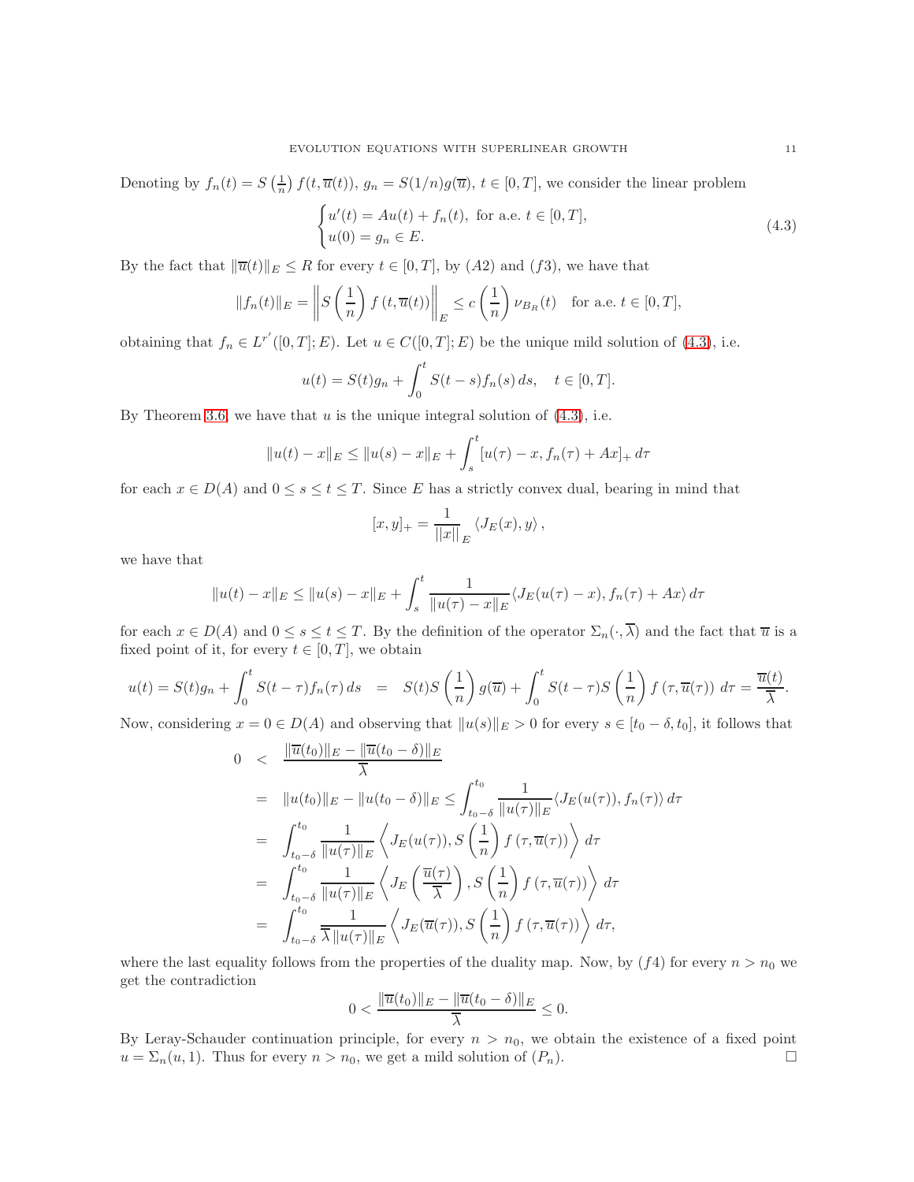Denoting by $f_n(t) = S\left(\frac{1}{n}\right) f(t, \overline{u}(t))$, $g_n = S(1/n)g(\overline{u})$, $t \in [0,T]$, we consider the linear problem

$$
\begin{cases} u'(t) = Au(t) + f_n(t), \text{ for a.e. } t \in [0,T], \\ u(0) = g_n \in E. \end{cases} \tag{4.3}
$$

By the fact that $\|\overline{u}(t)\|_E \le R$ for every $t \in [0,T]$, by $(A2)$ and $(f3)$, we have that

$$
\|f_n(t)\|_E = \left\| S\left(\frac{1}{n}\right) f\left(t, \overline{u}(t)\right) \right\|_E \le c\left(\frac{1}{n}\right) \nu_{B_R}(t) \quad \text{for a.e. } t \in [0,T],
$$

obtaining that $f_n \in L^{r'}([0,T];E)$. Let $u \in C([0,T];E)$ be the unique mild solution of (4.3), i.e.

$$
u(t) = S(t)g_n + \int_0^t S(t-s) f_n(s)\, ds, \quad t \in [0,T].
$$

By Theorem 3.6 we have that $u$ is the unique integral solution of (4.3), i.e.

$$
\|u(t) - x\|_E \le \|u(s) - x\|_E + \int_s^t [u(\tau) - x, f_n(\tau) + Ax]_+ \, d\tau
$$

for each $x \in D(A)$ and $0 \le s \le t \le T$. Since $E$ has a strictly convex dual, bearing in mind that

$$
[x,y]_+ = \frac{1}{\|x\|_E} \langle J_E(x), y \rangle,
$$

we have that

$$
\|u(t) - x\|_E \le \|u(s) - x\|_E + \int_s^t \frac{1}{\|u(\tau) - x\|_E} \langle J_E(u(\tau) - x), f_n(\tau) + Ax \rangle \, d\tau
$$

for each $x \in D(A)$ and $0 \le s \le t \le T$. By the definition of the operator $\Sigma_n(\cdot, \overline{\lambda})$ and the fact that $\overline{u}$ is a fixed point of it, for every $t \in [0,T]$, we obtain

$$
u(t) = S(t)g_n + \int_0^t S(t-\tau) f_n(\tau)\, ds \quad = \quad S(t)S\left(\frac{1}{n}\right) g(\overline{u}) + \int_0^t S(t-\tau) S\left(\frac{1}{n}\right) f\left(\tau, \overline{u}(\tau)\right) \, d\tau = \frac{\overline{u}(t)}{\overline{\lambda}}.
$$

Now, considering $x = 0 \in D(A)$ and observing that $\|u(s)\|_E > 0$ for every $s \in [t_0 - \delta, t_0]$, it follows that

$$
\begin{aligned}
0 \quad &< \quad \frac{\|\overline{u}(t_0)\|_E - \|\overline{u}(t_0 - \delta)\|_E}{\overline{\lambda}} \\
&= \quad \|u(t_0)\|_E - \|u(t_0 - \delta)\|_E \le \int_{t_0 - \delta}^{t_0} \frac{1}{\|u(\tau)\|_E} \langle J_E(u(\tau)), f_n(\tau) \rangle \, d\tau \\
&= \quad \int_{t_0 - \delta}^{t_0} \frac{1}{\|u(\tau)\|_E} \left\langle J_E(u(\tau)), S\left(\frac{1}{n}\right) f\left(\tau, \overline{u}(\tau)\right) \right\rangle d\tau \\
&= \quad \int_{t_0 - \delta}^{t_0} \frac{1}{\|u(\tau)\|_E} \left\langle J_E\left(\frac{\overline{u}(\tau)}{\overline{\lambda}}\right), S\left(\frac{1}{n}\right) f\left(\tau, \overline{u}(\tau)\right) \right\rangle d\tau \\
&= \quad \int_{t_0 - \delta}^{t_0} \frac{1}{\overline{\lambda}\,\|u(\tau)\|_E} \left\langle J_E(\overline{u}(\tau)), S\left(\frac{1}{n}\right) f\left(\tau, \overline{u}(\tau)\right) \right\rangle d\tau,
\end{aligned}
$$

where the last equality follows from the properties of the duality map. Now, by $(f4)$ for every $n > n_0$ we get the contradiction

$$
0 < \frac{\|\overline{u}(t_0)\|_E - \|\overline{u}(t_0 - \delta)\|_E}{\overline{\lambda}} \le 0.
$$

By Leray-Schauder continuation principle, for every $n > n_0$, we obtain the existence of a fixed point $u = \Sigma_n(u, 1)$. Thus for every $n > n_0$, we get a mild solution of $(P_n)$. □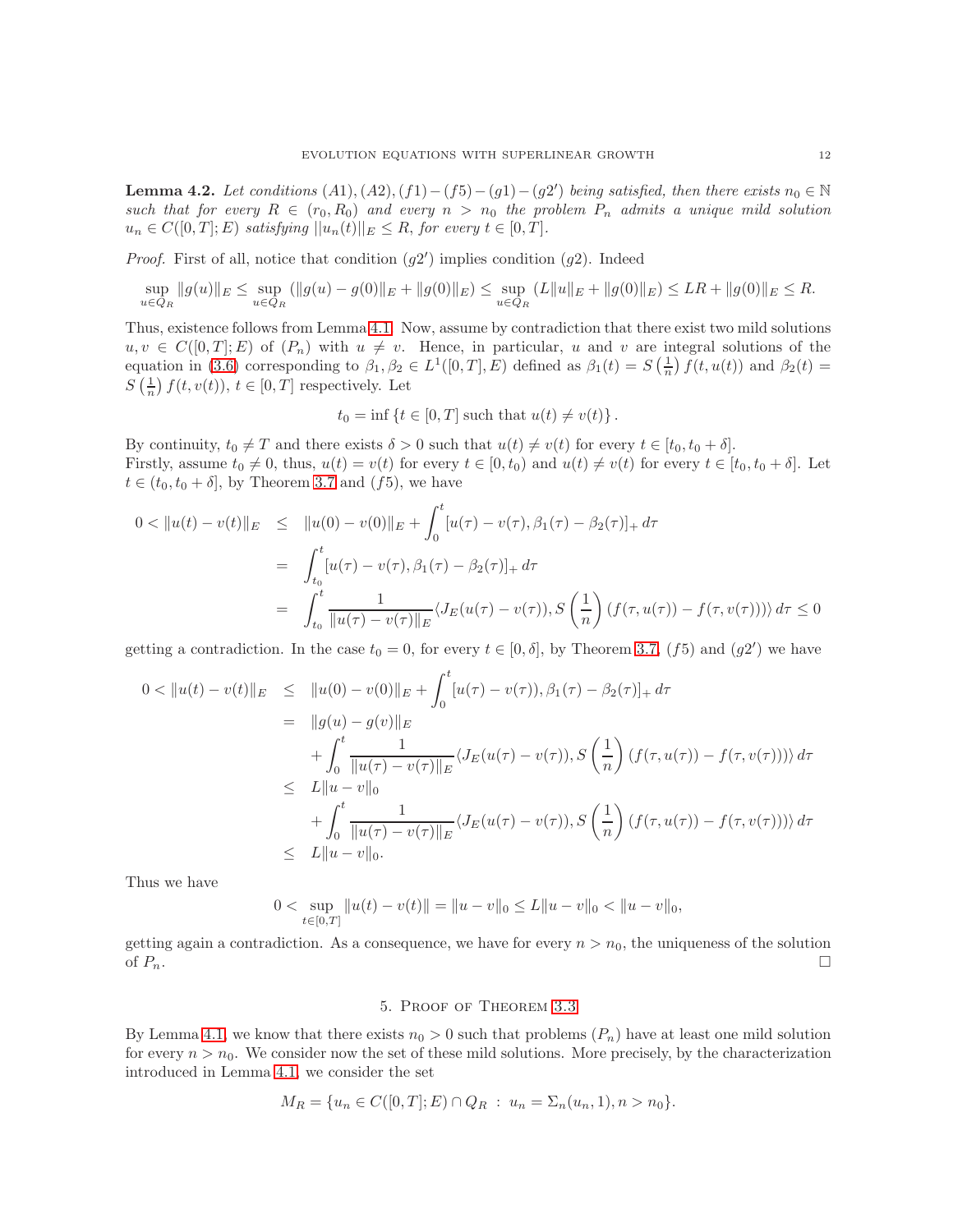**Lemma 4.2.** *Let conditions* $(A1), (A2), (f1)-(f5)-(g1)-(g2')$ *being satisfied, then there exists* $n_0 \in \mathbb{N}$ *such that for every* $R \in (r_0, R_0)$ *and every* $n > n_0$ *the problem* $P_n$ *admits a unique mild solution* $u_n \in C([0,T];E)$ *satisfying* $||u_n(t)||_E \leq R$*, for every* $t \in [0,T]$.

*Proof.* First of all, notice that condition $(g2')$ implies condition $(g2)$. Indeed

$$\sup_{u\in Q_R} \|g(u)\|_E \leq \sup_{u\in Q_R} (\|g(u)-g(0)\|_E + \|g(0)\|_E) \leq \sup_{u\in Q_R} (L\|u\|_E + \|g(0)\|_E) \leq LR + \|g(0)\|_E \leq R.$$

Thus, existence follows from Lemma 4.1. Now, assume by contradiction that there exist two mild solutions $u, v \in C([0,T];E)$ of $(P_n)$ with $u \neq v$. Hence, in particular, $u$ and $v$ are integral solutions of the equation in (3.6) corresponding to $\beta_1, \beta_2 \in L^1([0,T],E)$ defined as $\beta_1(t) = S\left(\frac{1}{n}\right) f(t,u(t))$ and $\beta_2(t) = S\left(\frac{1}{n}\right) f(t,v(t))$, $t \in [0,T]$ respectively. Let

$$t_0 = \inf\{t \in [0,T] \text{ such that } u(t) \neq v(t)\}.$$

By continuity, $t_0 \neq T$ and there exists $\delta > 0$ such that $u(t) \neq v(t)$ for every $t \in [t_0, t_0+\delta]$.
Firstly, assume $t_0 \neq 0$, thus, $u(t) = v(t)$ for every $t \in [0, t_0)$ and $u(t) \neq v(t)$ for every $t \in [t_0, t_0+\delta]$. Let $t \in (t_0, t_0+\delta]$, by Theorem 3.7 and $(f5)$, we have

$$\begin{aligned}
0 < \|u(t)-v(t)\|_E &\leq \|u(0)-v(0)\|_E + \int_0^t [u(\tau)-v(\tau), \beta_1(\tau)-\beta_2(\tau)]_+ \, d\tau \\
&= \int_{t_0}^t [u(\tau)-v(\tau), \beta_1(\tau)-\beta_2(\tau)]_+ \, d\tau \\
&= \int_{t_0}^t \frac{1}{\|u(\tau)-v(\tau)\|_E} \langle J_E(u(\tau)-v(\tau)), S\left(\frac{1}{n}\right)(f(\tau,u(\tau)) - f(\tau,v(\tau)))\rangle \, d\tau \leq 0
\end{aligned}$$

getting a contradiction. In the case $t_0 = 0$, for every $t \in [0, \delta]$, by Theorem 3.7, $(f5)$ and $(g2')$ we have

$$\begin{aligned}
0 < \|u(t)-v(t)\|_E &\leq \|u(0)-v(0)\|_E + \int_0^t [u(\tau)-v(\tau)), \beta_1(\tau)-\beta_2(\tau)]_+ \, d\tau \\
&= \|g(u)-g(v)\|_E \\
&\quad + \int_0^t \frac{1}{\|u(\tau)-v(\tau)\|_E} \langle J_E(u(\tau)-v(\tau)), S\left(\frac{1}{n}\right)(f(\tau,u(\tau)) - f(\tau,v(\tau)))\rangle \, d\tau \\
&\leq L\|u-v\|_0 \\
&\quad + \int_0^t \frac{1}{\|u(\tau)-v(\tau)\|_E} \langle J_E(u(\tau)-v(\tau)), S\left(\frac{1}{n}\right)(f(\tau,u(\tau)) - f(\tau,v(\tau)))\rangle \, d\tau \\
&\leq L\|u-v\|_0.
\end{aligned}$$

Thus we have

$$0 < \sup_{t\in[0,T]} \|u(t)-v(t)\| = \|u-v\|_0 \leq L\|u-v\|_0 < \|u-v\|_0,$$

getting again a contradiction. As a consequence, we have for every $n > n_0$, the uniqueness of the solution of $P_n$. $\square$

## 5. Proof of Theorem 3.3

By Lemma 4.1, we know that there exists $n_0 > 0$ such that problems $(P_n)$ have at least one mild solution for every $n > n_0$. We consider now the set of these mild solutions. More precisely, by the characterization introduced in Lemma 4.1, we consider the set

$$M_R = \{u_n \in C([0,T];E) \cap Q_R \, : \, u_n = \Sigma_n(u_n, 1), n > n_0\}.$$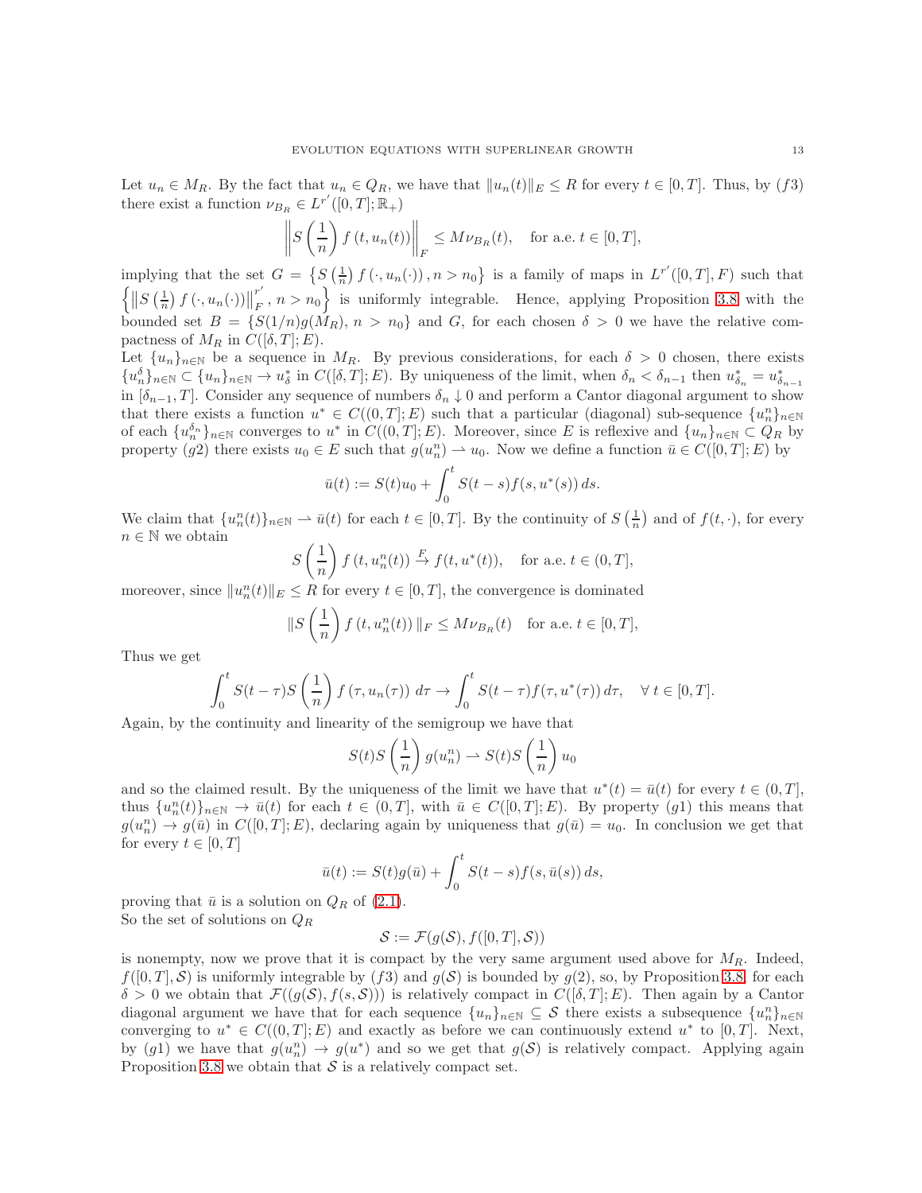Let $u_n \in M_R$. By the fact that $u_n \in Q_R$, we have that $\|u_n(t)\|_E \leq R$ for every $t \in [0,T]$. Thus, by $(f3)$ there exist a function $\nu_{B_R} \in L^{r'}([0,T];\mathbb{R}_+)$

$$\left\| S\left(\frac{1}{n}\right) f\left(t, u_n(t)\right) \right\|_F \leq M \nu_{B_R}(t), \quad \text{for a.e. } t \in [0,T],$$

implying that the set $G = \left\{ S\left(\frac{1}{n}\right) f\left(\cdot, u_n(\cdot)\right), n > n_0 \right\}$ is a family of maps in $L^{r'}([0,T], F)$ such that $\left\{ \left\| S\left(\frac{1}{n}\right) f\left(\cdot, u_n(\cdot)\right) \right\|_F^{r'}, n > n_0 \right\}$ is uniformly integrable. Hence, applying Proposition 3.8 with the bounded set $B = \{S(1/n)g(M_R),\, n > n_0\}$ and $G$, for each chosen $\delta > 0$ we have the relative compactness of $M_R$ in $C([\delta,T];E)$.

Let $\{u_n\}_{n\in\mathbb{N}}$ be a sequence in $M_R$. By previous considerations, for each $\delta > 0$ chosen, there exists $\{u_n^\delta\}_{n\in\mathbb{N}} \subset \{u_n\}_{n\in\mathbb{N}} \to u^*_\delta$ in $C([\delta,T];E)$. By uniqueness of the limit, when $\delta_n < \delta_{n-1}$ then $u^*_{\delta_n} = u^*_{\delta_{n-1}}$ in $[\delta_{n-1}, T]$. Consider any sequence of numbers $\delta_n \downarrow 0$ and perform a Cantor diagonal argument to show that there exists a function $u^* \in C((0,T];E)$ such that a particular (diagonal) sub-sequence $\{u_n^n\}_{n\in\mathbb{N}}$ of each $\{u_n^{\delta_n}\}_{n\in\mathbb{N}}$ converges to $u^*$ in $C((0,T];E)$. Moreover, since $E$ is reflexive and $\{u_n\}_{n\in\mathbb{N}} \subset Q_R$ by property $(g2)$ there exists $u_0 \in E$ such that $g(u_n^n) \rightharpoonup u_0$. Now we define a function $\bar{u} \in C([0,T];E)$ by

$$\bar{u}(t) := S(t)u_0 + \int_0^t S(t-s) f(s, u^*(s))\, ds.$$

We claim that $\{u_n^n(t)\}_{n\in\mathbb{N}} \rightharpoonup \bar{u}(t)$ for each $t \in [0,T]$. By the continuity of $S\left(\frac{1}{n}\right)$ and of $f(t,\cdot)$, for every $n \in \mathbb{N}$ we obtain

$$S\left(\frac{1}{n}\right) f\left(t, u_n^n(t)\right) \xrightarrow{F} f(t, u^*(t)), \quad \text{for a.e. } t \in (0,T],$$

moreover, since $\|u_n^n(t)\|_E \leq R$ for every $t \in [0,T]$, the convergence is dominated

$$\|S\left(\frac{1}{n}\right) f\left(t, u_n^n(t)\right)\|_F \leq M \nu_{B_R}(t) \quad \text{for a.e. } t \in [0,T],$$

Thus we get

$$\int_0^t S(t-\tau) S\left(\frac{1}{n}\right) f\left(\tau, u_n(\tau)\right)\, d\tau \to \int_0^t S(t-\tau) f(\tau, u^*(\tau))\, d\tau, \quad \forall\, t \in [0,T].$$

Again, by the continuity and linearity of the semigroup we have that

$$S(t) S\left(\frac{1}{n}\right) g(u_n^n) \rightharpoonup S(t) S\left(\frac{1}{n}\right) u_0$$

and so the claimed result. By the uniqueness of the limit we have that $u^*(t) = \bar{u}(t)$ for every $t \in (0,T]$, thus $\{u_n^n(t)\}_{n\in\mathbb{N}} \to \bar{u}(t)$ for each $t \in (0,T]$, with $\bar{u} \in C([0,T];E)$. By property $(g1)$ this means that $g(u_n^n) \to g(\bar{u})$ in $C([0,T];E)$, declaring again by uniqueness that $g(\bar{u}) = u_0$. In conclusion we get that for every $t \in [0,T]$

$$\bar{u}(t) := S(t) g(\bar{u}) + \int_0^t S(t-s) f(s, \bar{u}(s))\, ds,$$

proving that $\bar{u}$ is a solution on $Q_R$ of (2.1).

So the set of solutions on $Q_R$

$$\mathcal{S} := \mathcal{F}(g(\mathcal{S}), f([0,T], \mathcal{S}))$$

is nonempty, now we prove that it is compact by the very same argument used above for $M_R$. Indeed, $f([0,T],\mathcal{S})$ is uniformly integrable by $(f3)$ and $g(\mathcal{S})$ is bounded by $g(2)$, so, by Proposition 3.8, for each $\delta > 0$ we obtain that $\mathcal{F}((g(\mathcal{S}), f(s,\mathcal{S})))$ is relatively compact in $C([\delta,T];E)$. Then again by a Cantor diagonal argument we have that for each sequence $\{u_n\}_{n\in\mathbb{N}} \subseteq \mathcal{S}$ there exists a subsequence $\{u_n^n\}_{n\in\mathbb{N}}$ converging to $u^* \in C((0,T];E)$ and exactly as before we can continuously extend $u^*$ to $[0,T]$. Next, by $(g1)$ we have that $g(u_n^n) \to g(u^*)$ and so we get that $g(\mathcal{S})$ is relatively compact. Applying again Proposition 3.8 we obtain that $\mathcal{S}$ is a relatively compact set.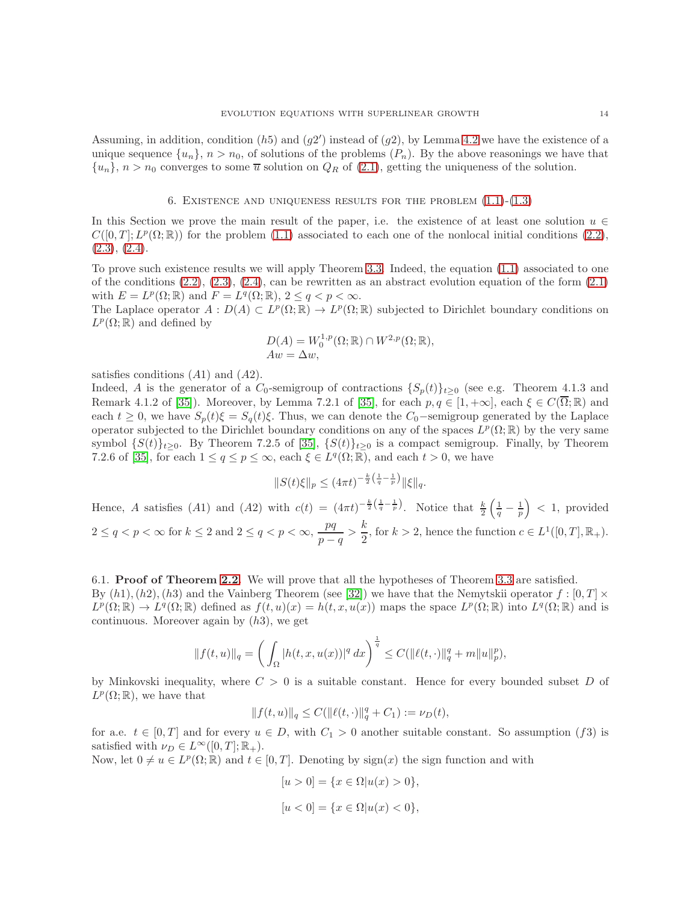Assuming, in addition, condition $(h5)$ and $(g2')$ instead of $(g2)$, by Lemma 4.2 we have the existence of a unique sequence $\{u_n\}$, $n > n_0$, of solutions of the problems $(P_n)$. By the above reasonings we have that $\{u_n\}$, $n > n_0$ converges to some $\overline{u}$ solution on $Q_R$ of (2.1), getting the uniqueness of the solution.

## 6. Existence and uniqueness results for the problem (1.1)-(1.3)

In this Section we prove the main result of the paper, i.e. the existence of at least one solution $u \in C([0,T]; L^p(\Omega;\mathbb{R}))$ for the problem (1.1) associated to each one of the nonlocal initial conditions (2.2), (2.3), (2.4).

To prove such existence results we will apply Theorem 3.3. Indeed, the equation (1.1) associated to one of the conditions (2.2), (2.3), (2.4), can be rewritten as an abstract evolution equation of the form (2.1) with $E = L^p(\Omega;\mathbb{R})$ and $F = L^q(\Omega;\mathbb{R})$, $2 \leq q < p < \infty$.
The Laplace operator $A : D(A) \subset L^p(\Omega;\mathbb{R}) \to L^p(\Omega;\mathbb{R})$ subjected to Dirichlet boundary conditions on $L^p(\Omega;\mathbb{R})$ and defined by

$$
\begin{aligned}
&D(A) = W_0^{1,p}(\Omega;\mathbb{R}) \cap W^{2,p}(\Omega;\mathbb{R}),\\
&Aw = \Delta w,
\end{aligned}
$$

satisfies conditions $(A1)$ and $(A2)$.
Indeed, $A$ is the generator of a $C_0$-semigroup of contractions $\{S_p(t)\}_{t\geq 0}$ (see e.g. Theorem 4.1.3 and Remark 4.1.2 of [35]). Moreover, by Lemma 7.2.1 of [35], for each $p, q \in [1, +\infty]$, each $\xi \in C(\overline{\Omega};\mathbb{R})$ and each $t \geq 0$, we have $S_p(t)\xi = S_q(t)\xi$. Thus, we can denote the $C_0-$semigroup generated by the Laplace operator subjected to the Dirichlet boundary conditions on any of the spaces $L^p(\Omega;\mathbb{R})$ by the very same symbol $\{S(t)\}_{t\geq 0}$. By Theorem 7.2.5 of [35], $\{S(t)\}_{t\geq 0}$ is a compact semigroup. Finally, by Theorem 7.2.6 of [35], for each $1 \leq q \leq p \leq \infty$, each $\xi \in L^q(\Omega;\mathbb{R})$, and each $t > 0$, we have

$$
\|S(t)\xi\|_p \leq (4\pi t)^{-\frac{k}{2}\left(\frac{1}{q}-\frac{1}{p}\right)}\|\xi\|_q.
$$

Hence, $A$ satisfies $(A1)$ and $(A2)$ with $c(t) = (4\pi t)^{-\frac{k}{2}\left(\frac{1}{q}-\frac{1}{p}\right)}$. Notice that $\frac{k}{2}\left(\frac{1}{q}-\frac{1}{p}\right) < 1$, provided $2 \leq q < p < \infty$ for $k \leq 2$ and $2 \leq q < p < \infty$, $\dfrac{pq}{p-q} > \dfrac{k}{2}$, for $k > 2$, hence the function $c \in L^1([0,T],\mathbb{R}_+)$.

### 6.1. Proof of Theorem 2.2.

We will prove that all the hypotheses of Theorem 3.3 are satisfied.
By $(h1), (h2), (h3)$ and the Vainberg Theorem (see [32]) we have that the Nemytskii operator $f : [0,T] \times L^p(\Omega;\mathbb{R}) \to L^q(\Omega;\mathbb{R})$ defined as $f(t,u)(x) = h(t,x,u(x))$ maps the space $L^p(\Omega;\mathbb{R})$ into $L^q(\Omega;\mathbb{R})$ and is continuous. Moreover again by $(h3)$, we get

$$
\|f(t,u)\|_q = \left(\int_\Omega |h(t,x,u(x))|^q\, dx\right)^{\frac{1}{q}} \leq C(\|\ell(t,\cdot)\|_q^q + m\|u\|_p^p),
$$

by Minkovski inequality, where $C > 0$ is a suitable constant. Hence for every bounded subset $D$ of $L^p(\Omega;\mathbb{R})$, we have that

$$
\|f(t,u)\|_q \leq C(\|\ell(t,\cdot)\|_q^q + C_1) := \nu_D(t),
$$

for a.e. $t \in [0,T]$ and for every $u \in D$, with $C_1 > 0$ another suitable constant. So assumption $(f3)$ is satisfied with $\nu_D \in L^\infty([0,T];\mathbb{R}_+)$.
Now, let $0 \neq u \in L^p(\Omega;\mathbb{R})$ and $t \in [0,T]$. Denoting by $\mathrm{sign}(x)$ the sign function and with

$$
[u > 0] = \{x \in \Omega | u(x) > 0\},
$$

$$
[u < 0] = \{x \in \Omega | u(x) < 0\},
$$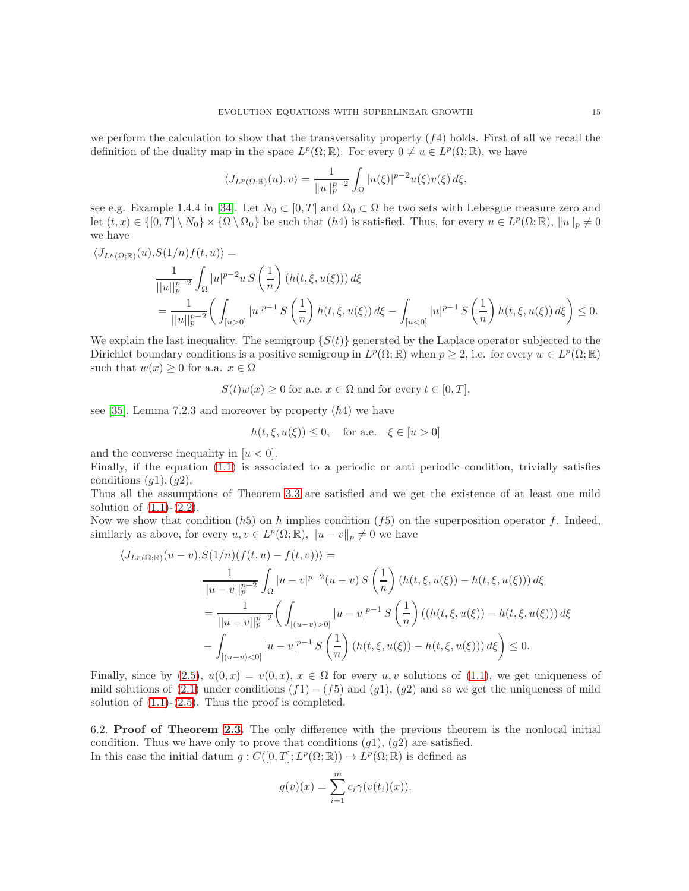we perform the calculation to show that the transversality property $(f4)$ holds. First of all we recall the definition of the duality map in the space $L^p(\Omega;\mathbb{R})$. For every $0 \neq u \in L^p(\Omega;\mathbb{R})$, we have

$$\langle J_{L^p(\Omega;\mathbb{R})}(u), v\rangle = \frac{1}{\|u\|_p^{p-2}} \int_\Omega |u(\xi)|^{p-2} u(\xi) v(\xi)\, d\xi,$$

see e.g. Example 1.4.4 in [34]. Let $N_0 \subset [0,T]$ and $\Omega_0 \subset \Omega$ be two sets with Lebesgue measure zero and let $(t,x) \in \{[0,T] \setminus N_0\} \times \{\Omega \setminus \Omega_0\}$ be such that $(h4)$ is satisfied. Thus, for every $u \in L^p(\Omega;\mathbb{R})$, $\|u\|_p \neq 0$ we have

$$\begin{aligned}
\langle J_{L^p(\Omega;\mathbb{R})}(u), &S(1/n) f(t,u)\rangle = \\
&\frac{1}{\|u\|_p^{p-2}} \int_\Omega |u|^{p-2} u\, S\left(\frac{1}{n}\right)(h(t,\xi,u(\xi)))\, d\xi \\
&= \frac{1}{\|u\|_p^{p-2}} \bigg( \int_{[u>0]} |u|^{p-1}\, S\left(\frac{1}{n}\right) h(t,\xi,u(\xi))\, d\xi - \int_{[u<0]} |u|^{p-1}\, S\left(\frac{1}{n}\right) h(t,\xi,u(\xi))\, d\xi \bigg) \leq 0.
\end{aligned}$$

We explain the last inequality. The semigroup $\{S(t)\}$ generated by the Laplace operator subjected to the Dirichlet boundary conditions is a positive semigroup in $L^p(\Omega;\mathbb{R})$ when $p \geq 2$, i.e. for every $w \in L^p(\Omega;\mathbb{R})$ such that $w(x) \geq 0$ for a.a. $x \in \Omega$

$$S(t)w(x) \geq 0 \text{ for a.e. } x \in \Omega \text{ and for every } t \in [0,T],$$

see [35], Lemma 7.2.3 and moreover by property $(h4)$ we have

$$h(t,\xi,u(\xi)) \leq 0, \quad \text{for a.e.} \quad \xi \in [u>0]$$

and the converse inequality in $[u<0]$.
Finally, if the equation (1.1) is associated to a periodic or anti periodic condition, trivially satisfies conditions $(g1), (g2)$.
Thus all the assumptions of Theorem 3.3 are satisfied and we get the existence of at least one mild solution of (1.1)-(2.2).
Now we show that condition $(h5)$ on $h$ implies condition $(f5)$ on the superposition operator $f$. Indeed, similarly as above, for every $u, v \in L^p(\Omega;\mathbb{R})$, $\|u-v\|_p \neq 0$ we have

$$\begin{aligned}
\langle J_{L^p(\Omega;\mathbb{R})}(u-v), &S(1/n)(f(t,u) - f(t,v))\rangle = \\
&\frac{1}{\|u-v\|_p^{p-2}} \int_\Omega |u-v|^{p-2}(u-v)\, S\left(\frac{1}{n}\right)(h(t,\xi,u(\xi)) - h(t,\xi,u(\xi)))\, d\xi \\
&= \frac{1}{\|u-v\|_p^{p-2}} \bigg( \int_{[(u-v)>0]} |u-v|^{p-1}\, S\left(\frac{1}{n}\right)((h(t,\xi,u(\xi)) - h(t,\xi,u(\xi)))\, d\xi \\
&- \int_{[(u-v)<0]} |u-v|^{p-1}\, S\left(\frac{1}{n}\right)(h(t,\xi,u(\xi)) - h(t,\xi,u(\xi)))\, d\xi \bigg) \leq 0.
\end{aligned}$$

Finally, since by (2.5), $u(0,x) = v(0,x)$, $x \in \Omega$ for every $u, v$ solutions of (1.1), we get uniqueness of mild solutions of (2.1) under conditions $(f1)-(f5)$ and $(g1)$, $(g2)$ and so we get the uniqueness of mild solution of (1.1)-(2.5). Thus the proof is completed.

6.2. **Proof of Theorem 2.3.** The only difference with the previous theorem is the nonlocal initial condition. Thus we have only to prove that conditions $(g1)$, $(g2)$ are satisfied.
In this case the initial datum $g : C([0,T]; L^p(\Omega;\mathbb{R})) \to L^p(\Omega;\mathbb{R})$ is defined as

$$g(v)(x) = \sum_{i=1}^{m} c_i \gamma(v(t_i)(x)).$$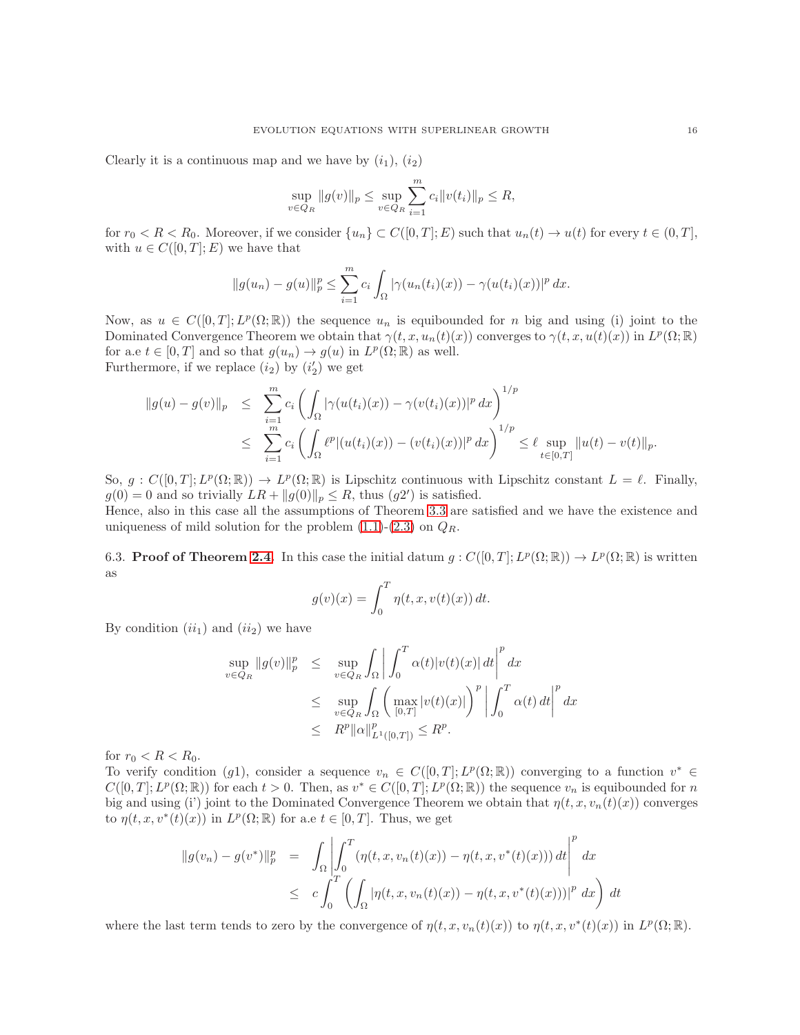Clearly it is a continuous map and we have by $(i_1)$, $(i_2)$

$$\sup_{v\in Q_R} \|g(v)\|_p \leq \sup_{v\in Q_R} \sum_{i=1}^{m} c_i \|v(t_i)\|_p \leq R,$$

for $r_0 < R < R_0$. Moreover, if we consider $\{u_n\} \subset C([0,T];E)$ such that $u_n(t) \to u(t)$ for every $t \in (0,T]$, with $u \in C([0,T];E)$ we have that

$$\|g(u_n) - g(u)\|_p^p \leq \sum_{i=1}^{m} c_i \int_\Omega |\gamma(u_n(t_i)(x)) - \gamma(u(t_i)(x))|^p \, dx.$$

Now, as $u \in C([0,T];L^p(\Omega;\mathbb{R}))$ the sequence $u_n$ is equibounded for $n$ big and using (i) joint to the Dominated Convergence Theorem we obtain that $\gamma(t,x,u_n(t)(x))$ converges to $\gamma(t,x,u(t)(x))$ in $L^p(\Omega;\mathbb{R})$ for a.e $t \in [0,T]$ and so that $g(u_n) \to g(u)$ in $L^p(\Omega;\mathbb{R})$ as well.
Furthermore, if we replace $(i_2)$ by $(i_2')$ we get

$$\begin{aligned}
\|g(u) - g(v)\|_p &\leq \sum_{i=1}^{m} c_i \left( \int_\Omega |\gamma(u(t_i)(x)) - \gamma(v(t_i)(x))|^p \, dx \right)^{1/p} \\
&\leq \sum_{i=1}^{m} c_i \left( \int_\Omega \ell^p |(u(t_i)(x)) - (v(t_i)(x))|^p \, dx \right)^{1/p} \leq \ell \sup_{t\in[0,T]} \|u(t) - v(t)\|_p.
\end{aligned}$$

So, $g : C([0,T];L^p(\Omega;\mathbb{R})) \to L^p(\Omega;\mathbb{R})$ is Lipschitz continuous with Lipschitz constant $L = \ell$. Finally, $g(0) = 0$ and so trivially $LR + \|g(0)\|_p \leq R$, thus $(g2')$ is satisfied.
Hence, also in this case all the assumptions of Theorem 3.3 are satisfied and we have the existence and uniqueness of mild solution for the problem (1.1)-(2.3) on $Q_R$.

6.3. **Proof of Theorem 2.4.** In this case the initial datum $g : C([0,T];L^p(\Omega;\mathbb{R})) \to L^p(\Omega;\mathbb{R})$ is written as

$$g(v)(x) = \int_0^T \eta(t,x,v(t)(x)) \, dt.$$

By condition $(ii_1)$ and $(ii_2)$ we have

$$\begin{aligned}
\sup_{v\in Q_R} \|g(v)\|_p^p &\leq \sup_{v\in Q_R} \int_\Omega \left| \int_0^T \alpha(t)|v(t)(x)| \, dt \right|^p dx \\
&\leq \sup_{v\in Q_R} \int_\Omega \left( \max_{[0,T]} |v(t)(x)| \right)^p \left| \int_0^T \alpha(t) \, dt \right|^p dx \\
&\leq R^p \|\alpha\|_{L^1([0,T])}^p \leq R^p.
\end{aligned}$$

for $r_0 < R < R_0$.
To verify condition $(g1)$, consider a sequence $v_n \in C([0,T];L^p(\Omega;\mathbb{R}))$ converging to a function $v^* \in C([0,T];L^p(\Omega;\mathbb{R}))$ for each $t > 0$. Then, as $v^* \in C([0,T];L^p(\Omega;\mathbb{R}))$ the sequence $v_n$ is equibounded for $n$ big and using (i') joint to the Dominated Convergence Theorem we obtain that $\eta(t,x,v_n(t)(x))$ converges to $\eta(t,x,v^*(t)(x))$ in $L^p(\Omega;\mathbb{R})$ for a.e $t \in [0,T]$. Thus, we get

$$\begin{aligned}
\|g(v_n) - g(v^*)\|_p^p &= \int_\Omega \left| \int_0^T (\eta(t,x,v_n(t)(x)) - \eta(t,x,v^*(t)(x))) \, dt \right|^p dx \\
&\leq c \int_0^T \left( \int_\Omega |\eta(t,x,v_n(t)(x)) - \eta(t,x,v^*(t)(x)))|^p \, dx \right) dt
\end{aligned}$$

where the last term tends to zero by the convergence of $\eta(t,x,v_n(t)(x))$ to $\eta(t,x,v^*(t)(x))$ in $L^p(\Omega;\mathbb{R})$.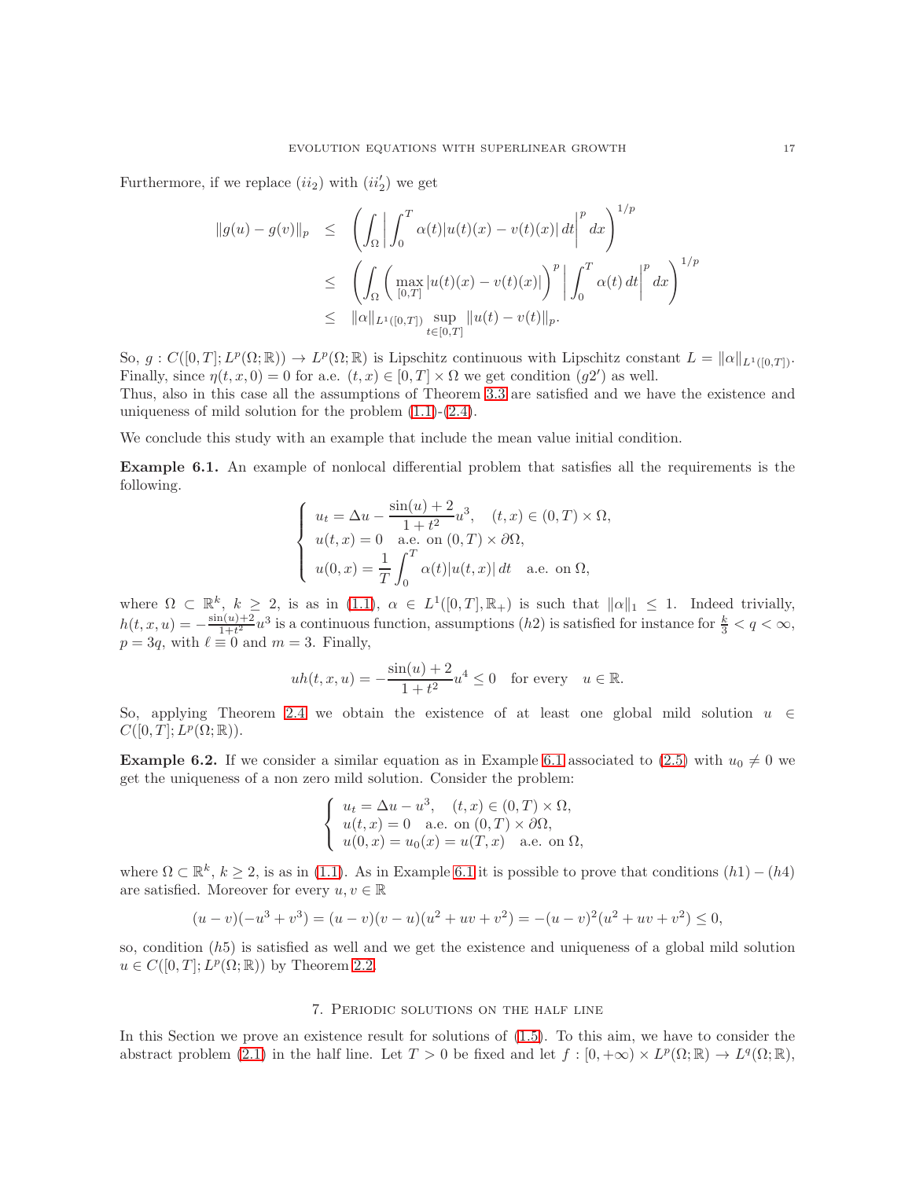Furthermore, if we replace $(ii_2)$ with $(ii_2')$ we get

$$
\begin{aligned}
\|g(u)-g(v)\|_p &\leq \left( \int_\Omega \left| \int_0^T \alpha(t)|u(t)(x)-v(t)(x)|\,dt \right|^p dx \right)^{1/p} \\
&\leq \left( \int_\Omega \left( \max_{[0,T]} |u(t)(x)-v(t)(x)| \right)^p \left| \int_0^T \alpha(t)\,dt \right|^p dx \right)^{1/p} \\
&\leq \|\alpha\|_{L^1([0,T])} \sup_{t\in[0,T]} \|u(t)-v(t)\|_p.
\end{aligned}
$$

So, $g : C([0,T];L^p(\Omega;\mathbb{R})) \to L^p(\Omega;\mathbb{R})$ is Lipschitz continuous with Lipschitz constant $L = \|\alpha\|_{L^1([0,T])}$. Finally, since $\eta(t,x,0) = 0$ for a.e. $(t,x) \in [0,T] \times \Omega$ we get condition $(g2')$ as well.
Thus, also in this case all the assumptions of Theorem 3.3 are satisfied and we have the existence and uniqueness of mild solution for the problem (1.1)-(2.4).

We conclude this study with an example that include the mean value initial condition.

**Example 6.1.** An example of nonlocal differential problem that satisfies all the requirements is the following.

$$
\begin{cases}
u_t = \Delta u - \dfrac{\sin(u)+2}{1+t^2} u^3, \quad (t,x) \in (0,T) \times \Omega, \\
u(t,x) = 0 \quad \text{a.e. on } (0,T) \times \partial\Omega, \\
u(0,x) = \dfrac{1}{T} \displaystyle\int_0^T \alpha(t)|u(t,x)|\,dt \quad \text{a.e. on } \Omega,
\end{cases}
$$

where $\Omega \subset \mathbb{R}^k$, $k \geq 2$, is as in (1.1), $\alpha \in L^1([0,T],\mathbb{R}_+)$ is such that $\|\alpha\|_1 \leq 1$. Indeed trivially, $h(t,x,u) = -\frac{\sin(u)+2}{1+t^2} u^3$ is a continuous function, assumptions $(h2)$ is satisfied for instance for $\frac{k}{3} < q < \infty$, $p = 3q$, with $\ell \equiv 0$ and $m = 3$. Finally,

$$
uh(t,x,u) = -\frac{\sin(u)+2}{1+t^2} u^4 \leq 0 \quad \text{for every} \quad u \in \mathbb{R}.
$$

So, applying Theorem 2.4 we obtain the existence of at least one global mild solution $u \in C([0,T];L^p(\Omega;\mathbb{R}))$.

**Example 6.2.** If we consider a similar equation as in Example 6.1 associated to (2.5) with $u_0 \neq 0$ we get the uniqueness of a non zero mild solution. Consider the problem:

$$
\begin{cases}
u_t = \Delta u - u^3, \quad (t,x) \in (0,T) \times \Omega, \\
u(t,x) = 0 \quad \text{a.e. on } (0,T) \times \partial\Omega, \\
u(0,x) = u_0(x) = u(T,x) \quad \text{a.e. on } \Omega,
\end{cases}
$$

where $\Omega \subset \mathbb{R}^k$, $k \geq 2$, is as in (1.1). As in Example 6.1 it is possible to prove that conditions $(h1)-(h4)$ are satisfied. Moreover for every $u, v \in \mathbb{R}$

$$
(u-v)(-u^3+v^3) = (u-v)(v-u)(u^2+uv+v^2) = -(u-v)^2(u^2+uv+v^2) \leq 0,
$$

so, condition $(h5)$ is satisfied as well and we get the existence and uniqueness of a global mild solution $u \in C([0,T];L^p(\Omega;\mathbb{R}))$ by Theorem 2.2.

## 7. Periodic solutions on the half line

In this Section we prove an existence result for solutions of (1.5). To this aim, we have to consider the abstract problem (2.1) in the half line. Let $T > 0$ be fixed and let $f : [0,+\infty) \times L^p(\Omega;\mathbb{R}) \to L^q(\Omega;\mathbb{R})$,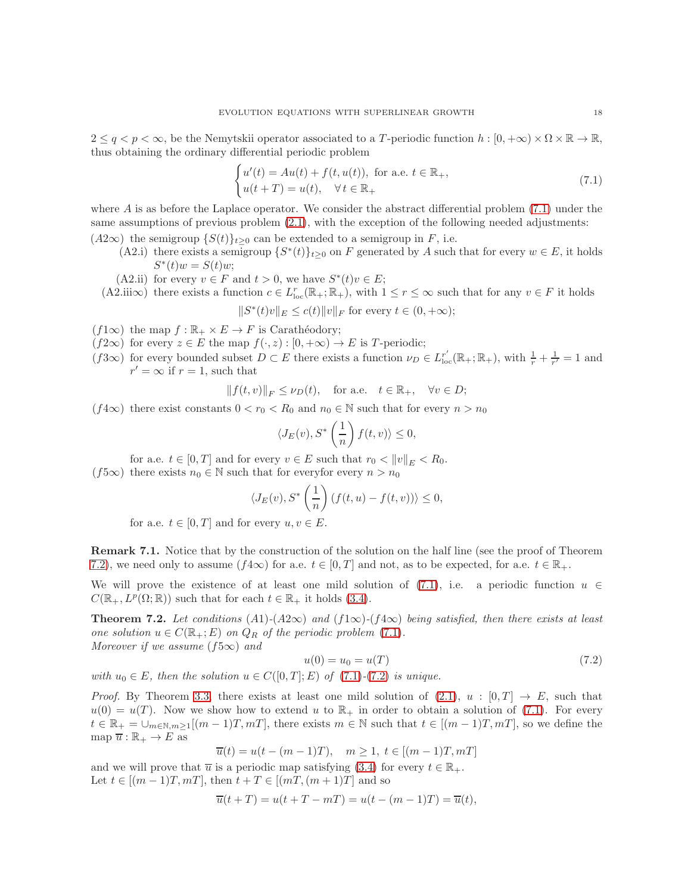$2 \le q < p < \infty$, be the Nemytskii operator associated to a $T$-periodic function $h : [0, +\infty) \times \Omega \times \mathbb{R} \to \mathbb{R}$, thus obtaining the ordinary differential periodic problem

$$\begin{cases} u'(t) = Au(t) + f(t, u(t)), \text{ for a.e. } t \in \mathbb{R}_+, \\ u(t+T) = u(t), \quad \forall\, t \in \mathbb{R}_+ \end{cases} \tag{7.1}$$

where $A$ is as before the Laplace operator. We consider the abstract differential problem (7.1) under the same assumptions of previous problem (2.1), with the exception of the following needed adjustments:

$(A2\infty)$ the semigroup $\{S(t)\}_{t\ge 0}$ can be extended to a semigroup in $F$, i.e.

- (A2.i) there exists a semigroup $\{S^*(t)\}_{t\ge0}$ on $F$ generated by $A$ such that for every $w \in E$, it holds $S^*(t)w = S(t)w$;
- (A2.ii) for every $v \in F$ and $t > 0$, we have $S^*(t)v \in E$;
- (A2.iii$\infty$) there exists a function $c \in L^r_{\text{loc}}(\mathbb{R}_+; \mathbb{R}_+)$, with $1 \le r \le \infty$ such that for any $v \in F$ it holds

$$\|S^*(t)v\|_E \le c(t)\|v\|_F \text{ for every } t \in (0, +\infty);$$

$(f1\infty)$ the map $f : \mathbb{R}_+ \times E \to F$ is Carathéodory;

$(f2\infty)$ for every $z \in E$ the map $f(\cdot, z) : [0, +\infty) \to E$ is $T$-periodic;

$(f3\infty)$ for every bounded subset $D \subset E$ there exists a function $\nu_D \in L^{r'}_{\text{loc}}(\mathbb{R}_+; \mathbb{R}_+)$, with $\frac{1}{r} + \frac{1}{r'} = 1$ and $r' = \infty$ if $r = 1$, such that

$$\|f(t, v)\|_F \le \nu_D(t), \quad \text{for a.e.} \quad t \in \mathbb{R}_+, \quad \forall v \in D;$$

$(f4\infty)$ there exist constants $0 < r_0 < R_0$ and $n_0 \in \mathbb{N}$ such that for every $n > n_0$

$$\langle J_E(v), S^*\left(\frac{1}{n}\right) f(t, v)\rangle \le 0,$$

for a.e. $t \in [0, T]$ and for every $v \in E$ such that $r_0 < \|v\|_E < R_0$.

$(f5\infty)$ there exists $n_0 \in \mathbb{N}$ such that for everyfor every $n > n_0$

$$\langle J_E(v), S^*\left(\frac{1}{n}\right)(f(t, u) - f(t, v))\rangle \le 0,$$

for a.e. $t \in [0, T]$ and for every $u, v \in E$.

**Remark 7.1.** Notice that by the construction of the solution on the half line (see the proof of Theorem 7.2), we need only to assume $(f4\infty)$ for a.e. $t \in [0, T]$ and not, as to be expected, for a.e. $t \in \mathbb{R}_+$.

We will prove the existence of at least one mild solution of (7.1), i.e. a periodic function $u \in C(\mathbb{R}_+, L^p(\Omega; \mathbb{R}))$ such that for each $t \in \mathbb{R}_+$ it holds (3.4).

**Theorem 7.2.** *Let conditions (A1)-$(A2\infty)$ and $(f1\infty)$-$(f4\infty)$ being satisfied, then there exists at least one solution $u \in C(\mathbb{R}_+; E)$ on $Q_R$ of the periodic problem (7.1).*
*Moreover if we assume $(f5\infty)$ and*

$$u(0) = u_0 = u(T) \tag{7.2}$$

*with $u_0 \in E$, then the solution $u \in C([0, T]; E)$ of (7.1)-(7.2) is unique.*

*Proof.* By Theorem 3.3, there exists at least one mild solution of (2.1), $u : [0, T] \to E$, such that $u(0) = u(T)$. Now we show how to extend $u$ to $\mathbb{R}_+$ in order to obtain a solution of (7.1). For every $t \in \mathbb{R}_+ = \cup_{m\in\mathbb{N}, m\ge1}[(m-1)T, mT]$, there exists $m \in \mathbb{N}$ such that $t \in [(m-1)T, mT]$, so we define the map $\overline{u} : \mathbb{R}_+ \to E$ as

$$\overline{u}(t) = u(t - (m-1)T), \quad m \ge 1, \ t \in [(m-1)T, mT]$$

and we will prove that $\overline{u}$ is a periodic map satisfying (3.4) for every $t \in \mathbb{R}_+$.
Let $t \in [(m-1)T, mT]$, then $t + T \in [(mT, (m+1)T]$ and so

$$\overline{u}(t+T) = u(t + T - mT) = u(t - (m-1)T) = \overline{u}(t),$$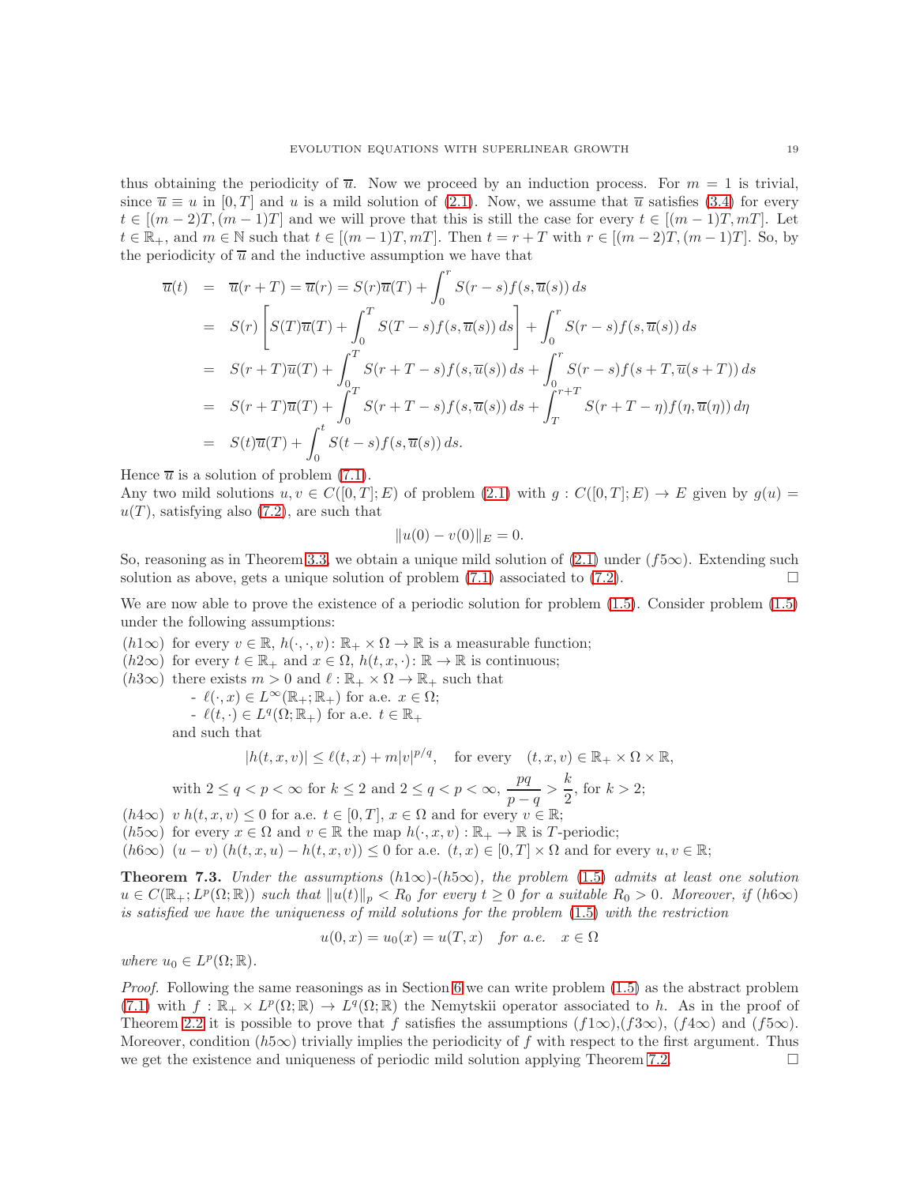thus obtaining the periodicity of $\overline{u}$. Now we proceed by an induction process. For $m = 1$ is trivial, since $\overline{u} \equiv u$ in $[0,T]$ and $u$ is a mild solution of (2.1). Now, we assume that $\overline{u}$ satisfies (3.4) for every $t \in [(m-2)T,(m-1)T]$ and we will prove that this is still the case for every $t \in [(m-1)T, mT]$. Let $t \in \mathbb{R}_+$, and $m \in \mathbb{N}$ such that $t \in [(m-1)T, mT]$. Then $t = r + T$ with $r \in [(m-2)T,(m-1)T]$. So, by the periodicity of $\overline{u}$ and the inductive assumption we have that

$$
\begin{aligned}
\overline{u}(t) &= \overline{u}(r+T) = \overline{u}(r) = S(r)\overline{u}(T) + \int_0^r S(r-s)f(s,\overline{u}(s))\,ds \\
&= S(r)\left[S(T)\overline{u}(T) + \int_0^T S(T-s)f(s,\overline{u}(s))\,ds\right] + \int_0^r S(r-s)f(s,\overline{u}(s))\,ds \\
&= S(r+T)\overline{u}(T) + \int_0^T S(r+T-s)f(s,\overline{u}(s))\,ds + \int_0^r S(r-s)f(s+T,\overline{u}(s+T))\,ds \\
&= S(r+T)\overline{u}(T) + \int_0^T S(r+T-s)f(s,\overline{u}(s))\,ds + \int_T^{r+T} S(r+T-\eta)f(\eta,\overline{u}(\eta))\,d\eta \\
&= S(t)\overline{u}(T) + \int_0^t S(t-s)f(s,\overline{u}(s))\,ds.
\end{aligned}
$$

Hence $\overline{u}$ is a solution of problem (7.1).

Any two mild solutions $u, v \in C([0,T];E)$ of problem (2.1) with $g : C([0,T];E) \to E$ given by $g(u) = u(T)$, satisfying also (7.2), are such that

$$\|u(0) - v(0)\|_E = 0.$$

So, reasoning as in Theorem 3.3, we obtain a unique mild solution of (2.1) under $(f5\infty)$. Extending such solution as above, gets a unique solution of problem (7.1) associated to (7.2). □

We are now able to prove the existence of a periodic solution for problem (1.5). Consider problem (1.5) under the following assumptions:

$(h1\infty)$ for every $v \in \mathbb{R}$, $h(\cdot,\cdot,v)\colon \mathbb{R}_+ \times \Omega \to \mathbb{R}$ is a measurable function;

$(h2\infty)$ for every $t \in \mathbb{R}_+$ and $x \in \Omega$, $h(t,x,\cdot)\colon \mathbb{R} \to \mathbb{R}$ is continuous;

$(h3\infty)$ there exists $m > 0$ and $\ell : \mathbb{R}_+ \times \Omega \to \mathbb{R}_+$ such that
- $\ell(\cdot,x) \in L^\infty(\mathbb{R}_+;\mathbb{R}_+)$ for a.e. $x \in \Omega$;
- $\ell(t,\cdot) \in L^q(\Omega;\mathbb{R}_+)$ for a.e. $t \in \mathbb{R}_+$

and such that

$$|h(t,x,v)| \le \ell(t,x) + m|v|^{p/q}, \quad \text{for every} \quad (t,x,v) \in \mathbb{R}_+ \times \Omega \times \mathbb{R},$$

with $2 \le q < p < \infty$ for $k \le 2$ and $2 \le q < p < \infty$, $\dfrac{pq}{p-q} > \dfrac{k}{2}$, for $k > 2$;

$(h4\infty)$ $v\, h(t,x,v) \le 0$ for a.e. $t \in [0,T]$, $x \in \Omega$ and for every $v \in \mathbb{R}$;

$(h5\infty)$ for every $x \in \Omega$ and $v \in \mathbb{R}$ the map $h(\cdot,x,v) : \mathbb{R}_+ \to \mathbb{R}$ is $T$-periodic;

$(h6\infty)$ $(u - v)\,(h(t,x,u) - h(t,x,v)) \le 0$ for a.e. $(t,x) \in [0,T] \times \Omega$ and for every $u, v \in \mathbb{R}$;

**Theorem 7.3.** *Under the assumptions $(h1\infty)$-$(h5\infty)$, the problem (1.5) admits at least one solution $u \in C(\mathbb{R}_+; L^p(\Omega;\mathbb{R}))$ such that $\|u(t)\|_p < R_0$ for every $t \ge 0$ for a suitable $R_0 > 0$. Moreover, if $(h6\infty)$ is satisfied we have the uniqueness of mild solutions for the problem (1.5) with the restriction*

$$u(0,x) = u_0(x) = u(T,x) \quad \textit{for a.e.} \quad x \in \Omega$$

*where $u_0 \in L^p(\Omega;\mathbb{R})$.*

*Proof.* Following the same reasonings as in Section 6 we can write problem (1.5) as the abstract problem (7.1) with $f : \mathbb{R}_+ \times L^p(\Omega;\mathbb{R}) \to L^q(\Omega;\mathbb{R})$ the Nemytskii operator associated to $h$. As in the proof of Theorem 2.2 it is possible to prove that $f$ satisfies the assumptions $(f1\infty)$,$(f3\infty)$, $(f4\infty)$ and $(f5\infty)$. Moreover, condition $(h5\infty)$ trivially implies the periodicity of $f$ with respect to the first argument. Thus we get the existence and uniqueness of periodic mild solution applying Theorem 7.2. □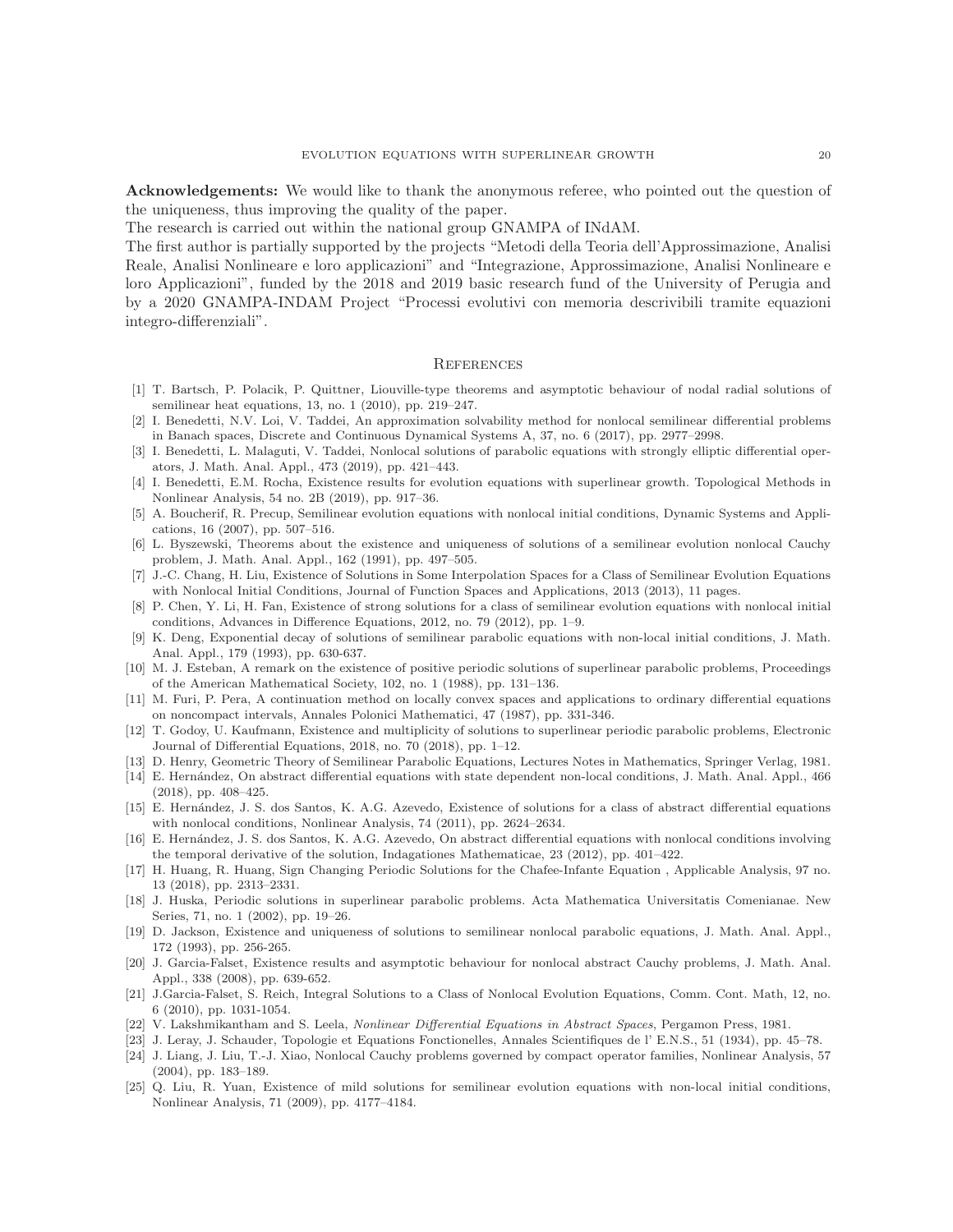**Acknowledgements:** We would like to thank the anonymous referee, who pointed out the question of the uniqueness, thus improving the quality of the paper.

The research is carried out within the national group GNAMPA of INdAM.

The first author is partially supported by the projects "Metodi della Teoria dell'Approssimazione, Analisi Reale, Analisi Nonlineare e loro applicazioni" and "Integrazione, Approssimazione, Analisi Nonlineare e loro Applicazioni", funded by the 2018 and 2019 basic research fund of the University of Perugia and by a 2020 GNAMPA-INDAM Project "Processi evolutivi con memoria descrivibili tramite equazioni integro-differenziali".

## References

[1] T. Bartsch, P. Polacik, P. Quittner, Liouville-type theorems and asymptotic behaviour of nodal radial solutions of semilinear heat equations, 13, no. 1 (2010), pp. 219–247.

[2] I. Benedetti, N.V. Loi, V. Taddei, An approximation solvability method for nonlocal semilinear differential problems in Banach spaces, Discrete and Continuous Dynamical Systems A, 37, no. 6 (2017), pp. 2977–2998.

[3] I. Benedetti, L. Malaguti, V. Taddei, Nonlocal solutions of parabolic equations with strongly elliptic differential operators, J. Math. Anal. Appl., 473 (2019), pp. 421–443.

[4] I. Benedetti, E.M. Rocha, Existence results for evolution equations with superlinear growth. Topological Methods in Nonlinear Analysis, 54 no. 2B (2019), pp. 917–36.

[5] A. Boucherif, R. Precup, Semilinear evolution equations with nonlocal initial conditions, Dynamic Systems and Applications, 16 (2007), pp. 507–516.

[6] L. Byszewski, Theorems about the existence and uniqueness of solutions of a semilinear evolution nonlocal Cauchy problem, J. Math. Anal. Appl., 162 (1991), pp. 497–505.

[7] J.-C. Chang, H. Liu, Existence of Solutions in Some Interpolation Spaces for a Class of Semilinear Evolution Equations with Nonlocal Initial Conditions, Journal of Function Spaces and Applications, 2013 (2013), 11 pages.

[8] P. Chen, Y. Li, H. Fan, Existence of strong solutions for a class of semilinear evolution equations with nonlocal initial conditions, Advances in Difference Equations, 2012, no. 79 (2012), pp. 1–9.

[9] K. Deng, Exponential decay of solutions of semilinear parabolic equations with non-local initial conditions, J. Math. Anal. Appl., 179 (1993), pp. 630-637.

[10] M. J. Esteban, A remark on the existence of positive periodic solutions of superlinear parabolic problems, Proceedings of the American Mathematical Society, 102, no. 1 (1988), pp. 131–136.

[11] M. Furi, P. Pera, A continuation method on locally convex spaces and applications to ordinary differential equations on noncompact intervals, Annales Polonici Mathematici, 47 (1987), pp. 331-346.

[12] T. Godoy, U. Kaufmann, Existence and multiplicity of solutions to superlinear periodic parabolic problems, Electronic Journal of Differential Equations, 2018, no. 70 (2018), pp. 1–12.

[13] D. Henry, Geometric Theory of Semilinear Parabolic Equations, Lectures Notes in Mathematics, Springer Verlag, 1981.

[14] E. Hernández, On abstract differential equations with state dependent non-local conditions, J. Math. Anal. Appl., 466 (2018), pp. 408–425.

[15] E. Hernández, J. S. dos Santos, K. A.G. Azevedo, Existence of solutions for a class of abstract differential equations with nonlocal conditions, Nonlinear Analysis, 74 (2011), pp. 2624–2634.

[16] E. Hernández, J. S. dos Santos, K. A.G. Azevedo, On abstract differential equations with nonlocal conditions involving the temporal derivative of the solution, Indagationes Mathematicae, 23 (2012), pp. 401–422.

[17] H. Huang, R. Huang, Sign Changing Periodic Solutions for the Chafee-Infante Equation , Applicable Analysis, 97 no. 13 (2018), pp. 2313–2331.

[18] J. Huska, Periodic solutions in superlinear parabolic problems. Acta Mathematica Universitatis Comenianae. New Series, 71, no. 1 (2002), pp. 19–26.

[19] D. Jackson, Existence and uniqueness of solutions to semilinear nonlocal parabolic equations, J. Math. Anal. Appl., 172 (1993), pp. 256-265.

[20] J. Garcia-Falset, Existence results and asymptotic behaviour for nonlocal abstract Cauchy problems, J. Math. Anal. Appl., 338 (2008), pp. 639-652.

[21] J.Garcia-Falset, S. Reich, Integral Solutions to a Class of Nonlocal Evolution Equations, Comm. Cont. Math, 12, no. 6 (2010), pp. 1031-1054.

[22] V. Lakshmikantham and S. Leela, *Nonlinear Differential Equations in Abstract Spaces*, Pergamon Press, 1981.

[23] J. Leray, J. Schauder, Topologie et Equations Fonctionelles, Annales Scientifiques de l' E.N.S., 51 (1934), pp. 45–78.

[24] J. Liang, J. Liu, T.-J. Xiao, Nonlocal Cauchy problems governed by compact operator families, Nonlinear Analysis, 57 (2004), pp. 183–189.

[25] Q. Liu, R. Yuan, Existence of mild solutions for semilinear evolution equations with non-local initial conditions, Nonlinear Analysis, 71 (2009), pp. 4177–4184.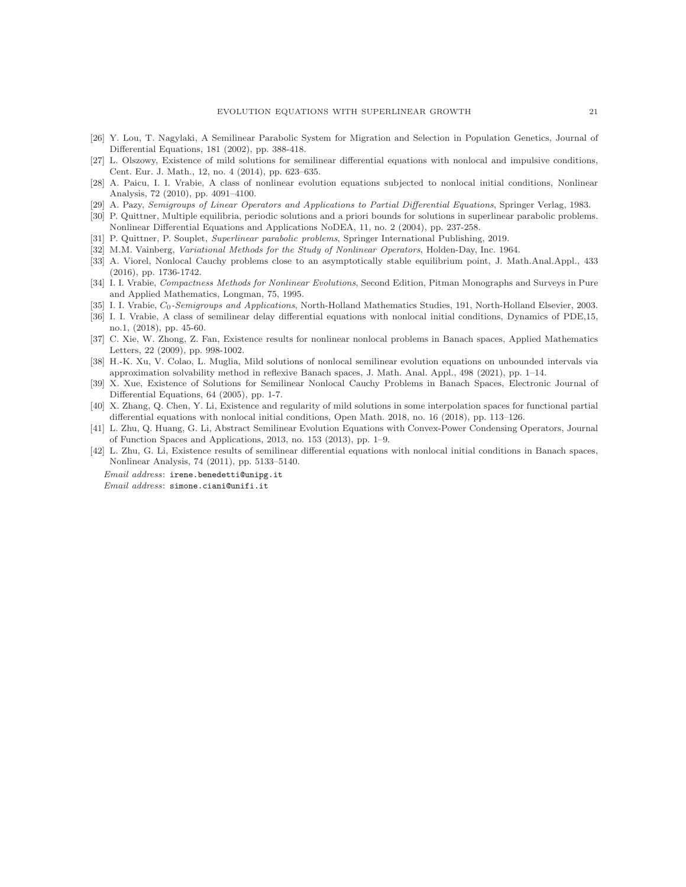[26] Y. Lou, T. Nagylaki, A Semilinear Parabolic System for Migration and Selection in Population Genetics, Journal of Differential Equations, 181 (2002), pp. 388-418.

[27] L. Olszowy, Existence of mild solutions for semilinear differential equations with nonlocal and impulsive conditions, Cent. Eur. J. Math., 12, no. 4 (2014), pp. 623–635.

[28] A. Paicu, I. I. Vrabie, A class of nonlinear evolution equations subjected to nonlocal initial conditions, Nonlinear Analysis, 72 (2010), pp. 4091–4100.

[29] A. Pazy, *Semigroups of Linear Operators and Applications to Partial Differential Equations*, Springer Verlag, 1983.

[30] P. Quittner, Multiple equilibria, periodic solutions and a priori bounds for solutions in superlinear parabolic problems. Nonlinear Differential Equations and Applications NoDEA, 11, no. 2 (2004), pp. 237-258.

[31] P. Quittner, P. Souplet, *Superlinear parabolic problems*, Springer International Publishing, 2019.

[32] M.M. Vainberg, *Variational Methods for the Study of Nonlinear Operators*, Holden-Day, Inc. 1964.

[33] A. Viorel, Nonlocal Cauchy problems close to an asymptotically stable equilibrium point, J. Math.Anal.Appl., 433 (2016), pp. 1736-1742.

[34] I. I. Vrabie, *Compactness Methods for Nonlinear Evolutions*, Second Edition, Pitman Monographs and Surveys in Pure and Applied Mathematics, Longman, 75, 1995.

[35] I. I. Vrabie, *$C_0$-Semigroups and Applications*, North-Holland Mathematics Studies, 191, North-Holland Elsevier, 2003.

[36] I. I. Vrabie, A class of semilinear delay differential equations with nonlocal initial conditions, Dynamics of PDE,15, no.1, (2018), pp. 45-60.

[37] C. Xie, W. Zhong, Z. Fan, Existence results for nonlinear nonlocal problems in Banach spaces, Applied Mathematics Letters, 22 (2009), pp. 998-1002.

[38] H.-K. Xu, V. Colao, L. Muglia, Mild solutions of nonlocal semilinear evolution equations on unbounded intervals via approximation solvability method in reflexive Banach spaces, J. Math. Anal. Appl., 498 (2021), pp. 1–14.

[39] X. Xue, Existence of Solutions for Semilinear Nonlocal Cauchy Problems in Banach Spaces, Electronic Journal of Differential Equations, 64 (2005), pp. 1-7.

[40] X. Zhang, Q. Chen, Y. Li, Existence and regularity of mild solutions in some interpolation spaces for functional partial differential equations with nonlocal initial conditions, Open Math. 2018, no. 16 (2018), pp. 113–126.

[41] L. Zhu, Q. Huang, G. Li, Abstract Semilinear Evolution Equations with Convex-Power Condensing Operators, Journal of Function Spaces and Applications, 2013, no. 153 (2013), pp. 1–9.

[42] L. Zhu, G. Li, Existence results of semilinear differential equations with nonlocal initial conditions in Banach spaces, Nonlinear Analysis, 74 (2011), pp. 5133–5140.

*Email address*: irene.benedetti@unipg.it

*Email address*: simone.ciani@unifi.it